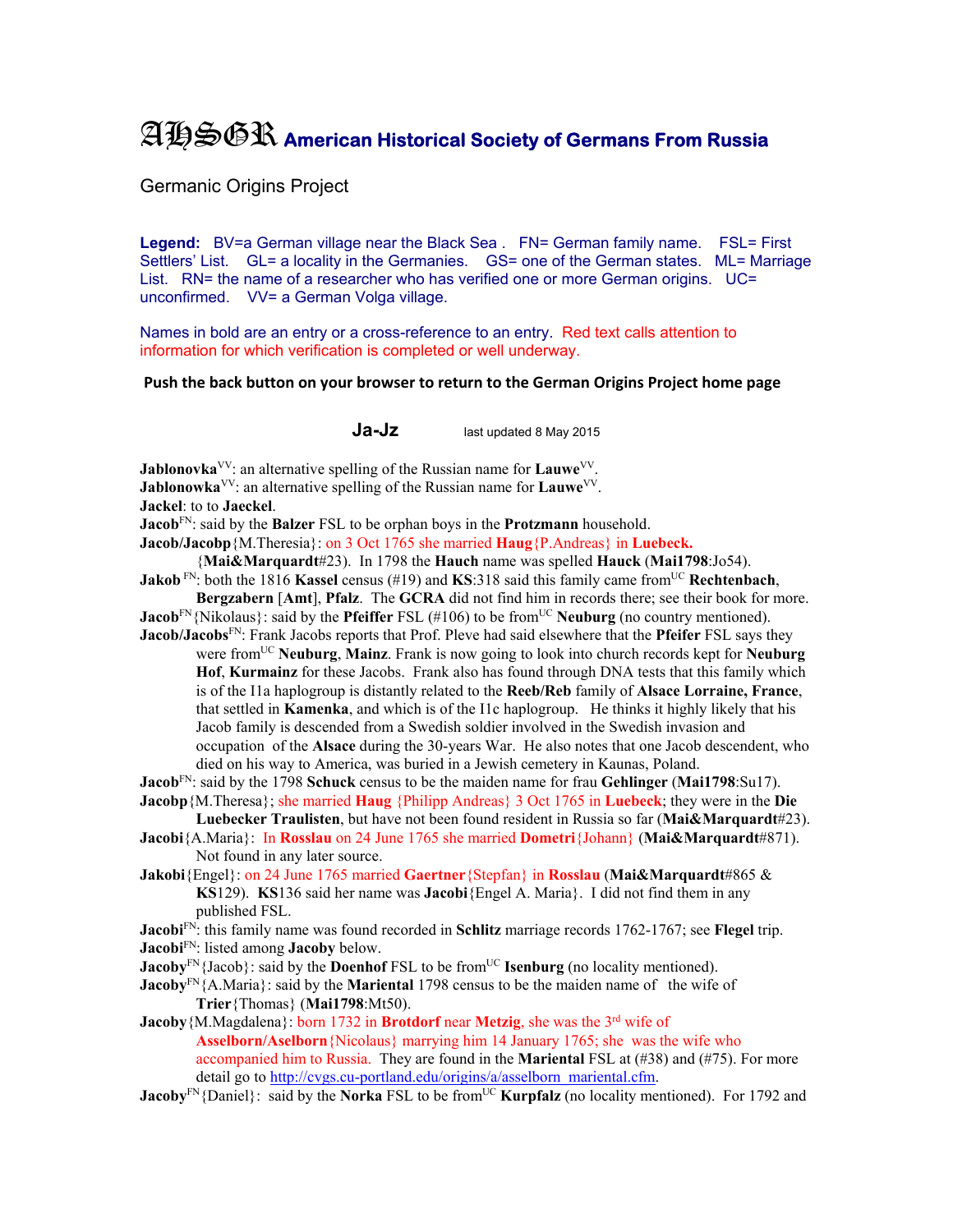# AHSGR American Historical Society of Germans From Russia

Germanic Origins Project

**Legend:** BV=a German village near the Black Sea . FN= German family name. FSL= First Settlers' List. GL= a locality in the Germanies. GS= one of the German states. ML= Marriage List. RN= the name of a researcher who has verified one or more German origins. UC= unconfirmed. VV= a German Volga village.

Names in bold are an entry or a cross-reference to an entry. Red text calls attention to information for which verification is completed or well underway.

**Push the back button on your browser to return to the German Origins Project home page**

**Ja-Jz** last updated 8 May 2015

**Jablonovka**[VV]: an alternative spelling of the Russian name for **Lauwe**[VV].

**Jablonowka**[VV]: an alternative spelling of the Russian name for **Lauwe**[VV].

**Jackel**: to to **Jaeckel**.

**Jacob**[FN]: said by the **Balzer** FSL to be orphan boys in the **Protzmann** household.

**Jacob/Jacobp**{M.Theresia}: on 3 Oct 1765 she married **Haug**{P.Andreas} in **Luebeck.** {**Mai&Marquardt**#23). In 1798 the **Hauch** name was spelled **Hauck** (**Mai1798**:Jo54).

**Jakob** [FN]: both the 1816 **Kassel** census (#19) and **KS**:318 said this family came from[UC] **Rechtenbach**, **Bergzabern** [**Amt**], **Pfalz**. The **GCRA** did not find him in records there; see their book for more.

**Jacob**[FN]{Nikolaus}: said by the **Pfeiffer** FSL (#106) to be from[UC] **Neuburg** (no country mentioned).

**Jacob/Jacobs**[FN]: Frank Jacobs reports that Prof. Pleve had said elsewhere that the **Pfeifer** FSL says they were from[UC] **Neuburg**, **Mainz**. Frank is now going to look into church records kept for **Neuburg Hof**, **Kurmainz** for these Jacobs. Frank also has found through DNA tests that this family which is of the I1a haplogroup is distantly related to the **Reeb/Reb** family of **Alsace Lorraine, France**, that settled in **Kamenka**, and which is of the I1c haplogroup. He thinks it highly likely that his Jacob family is descended from a Swedish soldier involved in the Swedish invasion and occupation of the **Alsace** during the 30-years War. He also notes that one Jacob descendent, who died on his way to America, was buried in a Jewish cemetery in Kaunas, Poland.

**Jacob**[FN]: said by the 1798 **Schuck** census to be the maiden name for frau **Gehlinger** (**Mai1798**:Su17).

**Jacobp**{M.Theresa}; she married **Haug** {Philipp Andreas} 3 Oct 1765 in **Luebeck**; they were in the **Die Luebecker Traulisten**, but have not been found resident in Russia so far (**Mai&Marquardt**#23).

**Jacobi**{A.Maria}: In **Rosslau** on 24 June 1765 she married **Dometri**{Johann} (**Mai&Marquardt**#871). Not found in any later source.

**Jakobi**{Engel}: on 24 June 1765 married **Gaertner**{Stepfan} in **Rosslau** (**Mai&Marquardt**#865 & **KS**129). **KS**136 said her name was **Jacobi**{Engel A. Maria}. I did not find them in any published FSL.

**Jacobi**[FN]: this family name was found recorded in **Schlitz** marriage records 1762-1767; see **Flegel** trip.

**Jacobi**[FN]: listed among **Jacoby** below.

**Jacoby**[FN]{Jacob}: said by the **Doenhof** FSL to be from[UC] **Isenburg** (no locality mentioned).

**Jacoby**[FN]{A.Maria}: said by the **Mariental** 1798 census to be the maiden name of the wife of **Trier**{Thomas} (**Mai1798**:Mt50).

**Jacoby**{M.Magdalena}: born 1732 in **Brotdorf** near **Metzig**, she was the 3rd wife of **Asselborn/Aselborn**{Nicolaus} marrying him 14 January 1765; she was the wife who accompanied him to Russia. They are found in the **Mariental** FSL at (#38) and (#75). For more detail go to http://cvgs.cu-portland.edu/origins/a/asselborn_mariental.cfm.

**Jacoby**[FN]{Daniel}: said by the **Norka** FSL to be from[UC] **Kurpfalz** (no locality mentioned). For 1792 and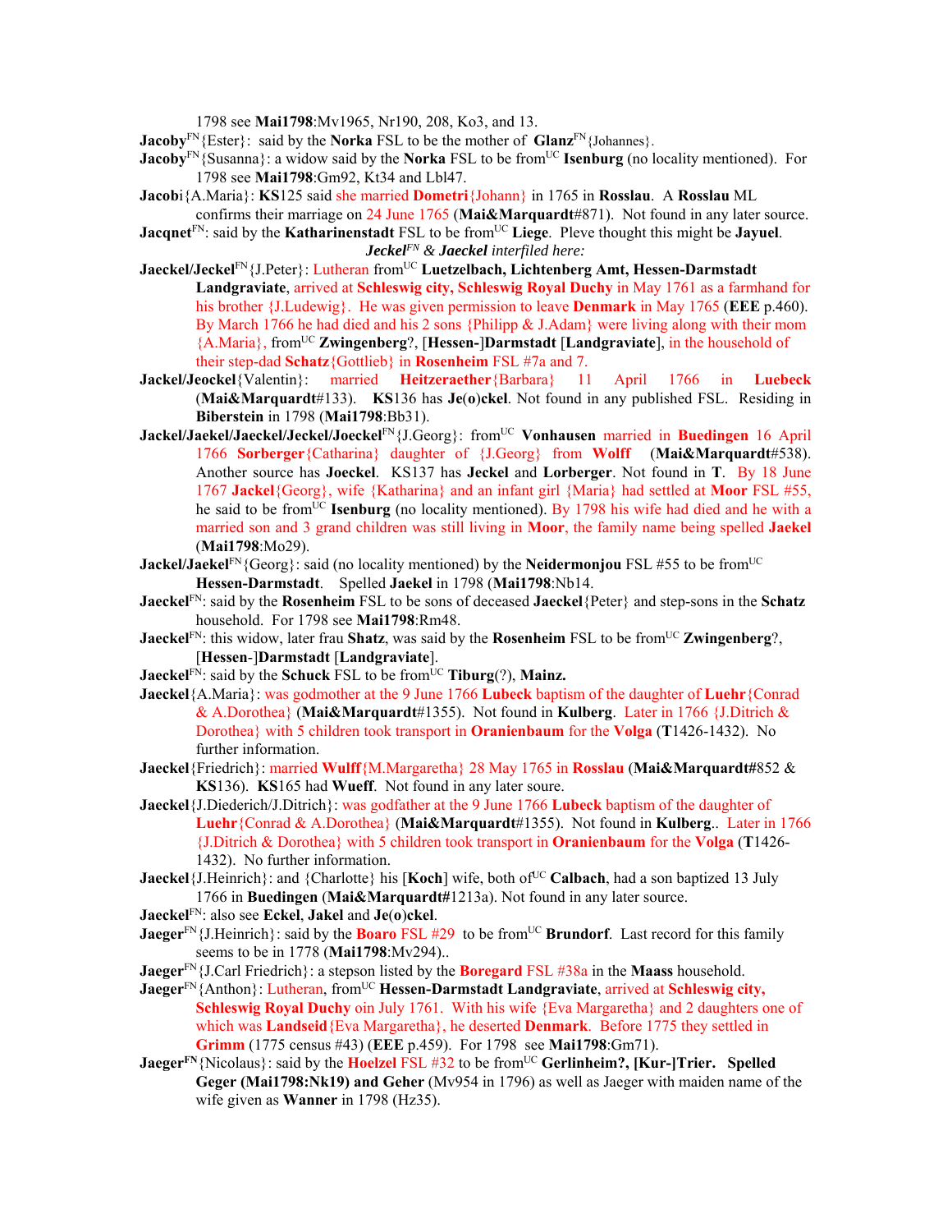1798 see **Mai1798**:Mv1965, Nr190, 208, Ko3, and 13.

**Jacoby**FN{Ester}: said by the **Norka** FSL to be the mother of **Glanz**FN{Johannes}.

**Jacoby**FN{Susanna}: a widow said by the **Norka** FSL to be fromUC **Isenburg** (no locality mentioned). For 1798 see **Mai1798**:Gm92, Kt34 and Lbl47.

**Jacob**i{A.Maria}: **KS**125 said she married **Dometri**{Johann} in 1765 in **Rosslau**. A **Rosslau** ML confirms their marriage on 24 June 1765 (**Mai&Marquardt**#871). Not found in any later source.

**Jacqnet**FN: said by the **Katharinenstadt** FSL to be fromUC **Liege**. Pleve thought this might be **Jayuel**.

***JeckelFN & Jaeckel interfiled here:***

**Jaeckel/Jeckel**FN{J.Peter}: Lutheran fromUC **Luetzelbach, Lichtenberg Amt, Hessen-Darmstadt Landgraviate**, arrived at **Schleswig city, Schleswig Royal Duchy** in May 1761 as a farmhand for his brother {J.Ludewig}. He was given permission to leave **Denmark** in May 1765 (**EEE** p.460). By March 1766 he had died and his 2 sons {Philipp & J.Adam} were living along with their mom {A.Maria}, fromUC **Zwingenberg**?, [**Hessen-**]**Darmstadt** [**Landgraviate**], in the household of their step-dad **Schatz**{Gottlieb} in **Rosenheim** FSL #7a and 7.

**Jackel/Jeockel**{Valentin}: married **Heitzeraether**{Barbara} 11 April 1766 in **Luebeck** (**Mai&Marquardt**#133). **KS**136 has **Je**(**o**)**ckel**. Not found in any published FSL. Residing in **Biberstein** in 1798 (**Mai1798**:Bb31).

**Jackel/Jaekel/Jaeckel/Jeckel/Joeckel**FN{J.Georg}: fromUC **Vonhausen** married in **Buedingen** 16 April 1766 **Sorberger**{Catharina} daughter of {J.Georg} from **Wolff** (**Mai&Marquardt**#538). Another source has **Joeckel**. KS137 has **Jeckel** and **Lorberger**. Not found in **T**. By 18 June 1767 **Jackel**{Georg}, wife {Katharina} and an infant girl {Maria} had settled at **Moor** FSL #55, he said to be fromUC **Isenburg** (no locality mentioned). By 1798 his wife had died and he with a married son and 3 grand children was still living in **Moor**, the family name being spelled **Jaekel** (**Mai1798**:Mo29).

**Jackel/Jaekel**FN{Georg}: said (no locality mentioned) by the **Neidermonjou** FSL #55 to be fromUC **Hessen-Darmstadt**. Spelled **Jaekel** in 1798 (**Mai1798**:Nb14).

**Jaeckel**FN: said by the **Rosenheim** FSL to be sons of deceased **Jaeckel**{Peter} and step-sons in the **Schatz** household. For 1798 see **Mai1798**:Rm48.

**Jaeckel**FN: this widow, later frau **Shatz**, was said by the **Rosenheim** FSL to be fromUC **Zwingenberg**?, [**Hessen**-]**Darmstadt** [**Landgraviate**].

**Jaeckel**FN: said by the **Schuck** FSL to be fromUC **Tiburg**(?), **Mainz.**

**Jaeckel**{A.Maria}: was godmother at the 9 June 1766 **Lubeck** baptism of the daughter of **Luehr**{Conrad & A.Dorothea} (**Mai&Marquardt**#1355). Not found in **Kulberg**. Later in 1766 {J.Ditrich & Dorothea} with 5 children took transport in **Oranienbaum** for the **Volga** (**T**1426-1432). No further information.

**Jaeckel**{Friedrich}: married **Wulff**{M.Margaretha} 28 May 1765 in **Rosslau** (**Mai&Marquardt#**852 & **KS**136). **KS**165 had **Wueff**. Not found in any later soure.

**Jaeckel**{J.Diederich/J.Ditrich}: was godfather at the 9 June 1766 **Lubeck** baptism of the daughter of **Luehr**{Conrad & A.Dorothea} (**Mai&Marquardt**#1355). Not found in **Kulberg**.. Later in 1766 {J.Ditrich & Dorothea} with 5 children took transport in **Oranienbaum** for the **Volga** (**T**1426-1432). No further information.

**Jaeckel**{J.Heinrich}: and {Charlotte} his [**Koch**] wife, both ofUC **Calbach**, had a son baptized 13 July 1766 in **Buedingen** (**Mai&Marquardt#**1213a). Not found in any later source.

**Jaeckel**FN: also see **Eckel**, **Jakel** and **Je**(**o**)**ckel**.

**Jaeger**FN{J.Heinrich}: said by the **Boaro** FSL #29 to be fromUC **Brundorf**. Last record for this family seems to be in 1778 (**Mai1798**:Mv294)..

**Jaeger**FN{J.Carl Friedrich}: a stepson listed by the **Boregard** FSL #38a in the **Maass** household.

**Jaeger**FN{Anthon}: Lutheran, fromUC **Hessen-Darmstadt Landgraviate**, arrived at **Schleswig city, Schleswig Royal Duchy** oin July 1761. With his wife {Eva Margaretha} and 2 daughters one of which was **Landseid**{Eva Margaretha}, he deserted **Denmark**. Before 1775 they settled in **Grimm** (1775 census #43) (**EEE** p.459). For 1798 see **Mai1798**:Gm71).

**Jaeger**FN{Nicolaus}: said by the **Hoelzel** FSL #32 to be fromUC **Gerlinheim?, [Kur-]Trier. Spelled Geger (Mai1798:Nk19) and Geher** (Mv954 in 1796) as well as Jaeger with maiden name of the wife given as **Wanner** in 1798 (Hz35).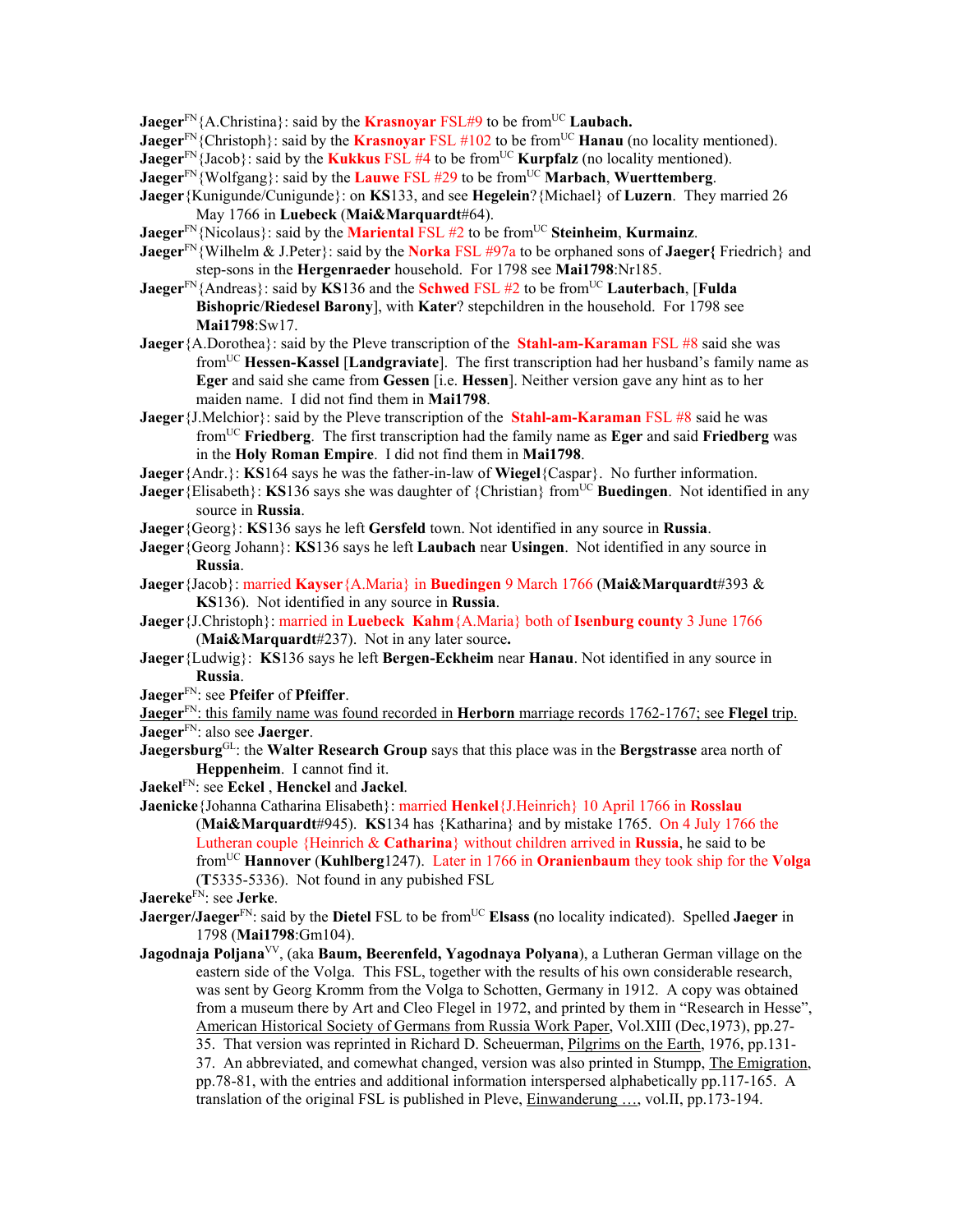**Jaeger**[FN]{A.Christina}: said by the **Krasnoyar** FSL#9 to be from[UC] **Laubach.**

**Jaeger**[FN]{Christoph}: said by the **Krasnoyar** FSL #102 to be from[UC] **Hanau** (no locality mentioned).

**Jaeger**[FN]{Jacob}: said by the **Kukkus** FSL #4 to be from[UC] **Kurpfalz** (no locality mentioned).

**Jaeger**[FN]{Wolfgang}: said by the **Lauwe** FSL #29 to be from[UC] **Marbach**, **Wuerttemberg**.

**Jaeger**{Kunigunde/Cunigunde}: on **KS**133, and see **Hegelein**?{Michael} of **Luzern**. They married 26 May 1766 in **Luebeck** (**Mai&Marquardt**#64).

**Jaeger**[FN]{Nicolaus}: said by the **Mariental** FSL #2 to be from[UC] **Steinheim**, **Kurmainz**.

**Jaeger**[FN]{Wilhelm & J.Peter}: said by the **Norka** FSL #97a to be orphaned sons of **Jaeger{** Friedrich} and step-sons in the **Hergenraeder** household. For 1798 see **Mai1798**:Nr185.

**Jaeger**[FN]{Andreas}: said by **KS**136 and the **Schwed** FSL #2 to be from[UC] **Lauterbach**, [**Fulda Bishopric**/**Riedesel Barony**], with **Kater**? stepchildren in the household. For 1798 see **Mai1798**:Sw17.

**Jaeger**{A.Dorothea}: said by the Pleve transcription of the **Stahl-am-Karaman** FSL #8 said she was from[UC] **Hessen-Kassel** [**Landgraviate**]. The first transcription had her husband's family name as **Eger** and said she came from **Gessen** [i.e. **Hessen**]. Neither version gave any hint as to her maiden name. I did not find them in **Mai1798**.

**Jaeger**{J.Melchior}: said by the Pleve transcription of the **Stahl-am-Karaman** FSL #8 said he was from[UC] **Friedberg**. The first transcription had the family name as **Eger** and said **Friedberg** was in the **Holy Roman Empire**. I did not find them in **Mai1798**.

**Jaeger**{Andr.}: **KS**164 says he was the father-in-law of **Wiegel**{Caspar}. No further information.

**Jaeger**{Elisabeth}: **KS**136 says she was daughter of {Christian} from[UC] **Buedingen**. Not identified in any source in **Russia**.

**Jaeger**{Georg}: **KS**136 says he left **Gersfeld** town. Not identified in any source in **Russia**.

**Jaeger**{Georg Johann}: **KS**136 says he left **Laubach** near **Usingen**. Not identified in any source in **Russia**.

**Jaeger**{Jacob}: married **Kayser**{A.Maria} in **Buedingen** 9 March 1766 (**Mai&Marquardt**#393 & **KS**136). Not identified in any source in **Russia**.

**Jaeger**{J.Christoph}: married in **Luebeck** **Kahm**{A.Maria} both of **Isenburg county** 3 June 1766 (**Mai&Marquardt**#237). Not in any later source**.**

**Jaeger**{Ludwig}: **KS**136 says he left **Bergen-Eckheim** near **Hanau**. Not identified in any source in **Russia**.

**Jaeger**[FN]: see **Pfeifer** of **Pfeiffer**.

**Jaeger**[FN]: this family name was found recorded in **Herborn** marriage records 1762-1767; see **Flegel** trip.

**Jaeger**[FN]: also see **Jaerger**.

**Jaegersburg**[GL]: the **Walter Research Group** says that this place was in the **Bergstrasse** area north of **Heppenheim**. I cannot find it.

**Jaekel**[FN]: see **Eckel** , **Henckel** and **Jackel**.

**Jaenicke**{Johanna Catharina Elisabeth}: married **Henkel**{J.Heinrich} 10 April 1766 in **Rosslau** (**Mai&Marquardt**#945). **KS**134 has {Katharina} and by mistake 1765. On 4 July 1766 the Lutheran couple {Heinrich & **Catharina**} without children arrived in **Russia**, he said to be from[UC] **Hannover** (**Kuhlberg**1247). Later in 1766 in **Oranienbaum** they took ship for the **Volga** (**T**5335-5336). Not found in any pubished FSL

**Jaereke**[FN]: see **Jerke**.

**Jaerger/Jaeger**[FN]: said by the **Dietel** FSL to be from[UC] **Elsass (**no locality indicated). Spelled **Jaeger** in 1798 (**Mai1798**:Gm104).

**Jagodnaja Poljana**[VV], (aka **Baum, Beerenfeld, Yagodnaya Polyana**), a Lutheran German village on the eastern side of the Volga. This FSL, together with the results of his own considerable research, was sent by Georg Kromm from the Volga to Schotten, Germany in 1912. A copy was obtained from a museum there by Art and Cleo Flegel in 1972, and printed by them in "Research in Hesse", American Historical Society of Germans from Russia Work Paper, Vol.XIII (Dec,1973), pp.27-35. That version was reprinted in Richard D. Scheuerman, Pilgrims on the Earth, 1976, pp.131-37. An abbreviated, and comewhat changed, version was also printed in Stumpp, The Emigration, pp.78-81, with the entries and additional information interspersed alphabetically pp.117-165. A translation of the original FSL is published in Pleve, Einwanderung …, vol.II, pp.173-194.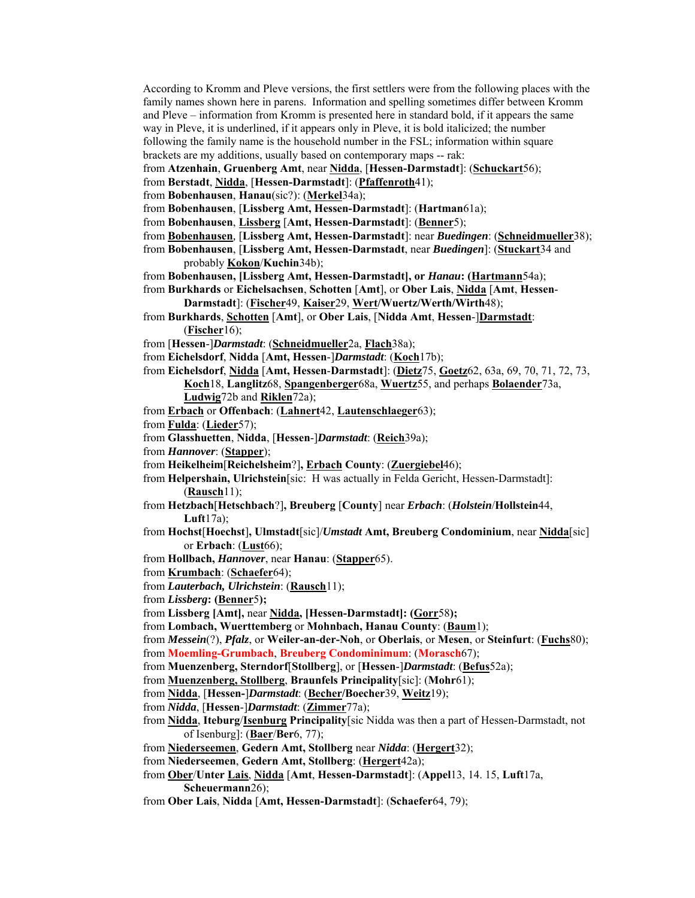According to Kromm and Pleve versions, the first settlers were from the following places with the family names shown here in parens. Information and spelling sometimes differ between Kromm and Pleve – information from Kromm is presented here in standard bold, if it appears the same way in Pleve, it is underlined, if it appears only in Pleve, it is bold italicized; the number following the family name is the household number in the FSL; information within square brackets are my additions, usually based on contemporary maps -- rak:

from **Atzenhain**, **Gruenberg Amt**, near **<u>Nidda</u>**, [**Hessen-Darmstadt**]: (**<u>Schuckart</u>**56);
from **Berstadt**, **<u>Nidda</u>**, [**Hessen-Darmstadt**]: (**<u>Pfaffenroth</u>**41);
from **Bobenhausen**, **Hanau**(sic?): (**<u>Merkel</u>**34a);
from **Bobenhausen**, [**Lissberg Amt, Hessen-Darmstadt**]: (**Hartman**61a);
from **Bobenhausen**, **<u>Lissberg</u>** [**Amt, Hessen-Darmstadt**]: (**<u>Benner</u>**5);
from **<u>Bobenhausen</u>**, [**Lissberg Amt, Hessen-Darmstadt**]: near ***Buedingen***: (**<u>Schneidmueller</u>**38);
from **Bobenhausen**, [**Lissberg Amt, Hessen-Darmstadt**, near ***Buedingen***]: (**<u>Stuckart</u>**34 and probably **<u>Kokon</u>**/**Kuchin**34b);
from **Bobenhausen, [Lissberg Amt, Hessen-Darmstadt], or *Hanau*: (<u>Hartmann</u>**54a);
from **Burkhards** or **Eichelsachsen**, **Schotten** [**Amt**], or **Ober Lais**, **<u>Nidda</u>** [**Amt**, **Hessen-Darmstadt**]: (**<u>Fischer</u>**49, **<u>Kaiser</u>**29, **<u>Wert</u>/Wuertz/Werth/Wirth**48);
from **Burkhards**, **<u>Schotten</u>** [**Amt**], or **Ober Lais**, [**Nidda Amt**, **Hessen-**]**<u>Darmstadt</u>**: (**<u>Fischer</u>**16);
from [**Hessen-**]***Darmstadt***: (**<u>Schneidmueller</u>**2a, **<u>Flach</u>**38a);
from **Eichelsdorf**, **Nidda** [**Amt, Hessen-**]***Darmstadt***: (**<u>Koch</u>**17b);
from **Eichelsdorf**, **<u>Nidda</u>** [**Amt, Hessen-Darmstadt**]: (**<u>Dietz</u>**75, **<u>Goetz</u>**62, 63a, 69, 70, 71, 72, 73, **<u>Koch</u>**18, **Langlitz**68, **<u>Spangenberger</u>**68a, **<u>Wuertz</u>**55, and perhaps **<u>Bolaender</u>**73a, **<u>Ludwig</u>**72b and **<u>Riklen</u>**72a);
from **<u>Erbach</u>** or **Offenbach**: (**<u>Lahnert</u>**42, **<u>Lautenschlaeger</u>**63);
from **<u>Fulda</u>**: (**<u>Lieder</u>**57);
from **Glasshuetten**, **Nidda**, [**Hessen-**]***Darmstadt***: (**<u>Reich</u>**39a);
from ***Hannover***: (**<u>Stapper</u>**);
from **Heikelheim**[**Reichelsheim**?]**,** **<u>Erbach</u> County**: (**<u>Zuergiebel</u>**46);
from **Helpershain, Ulrichstein**[sic: H was actually in Felda Gericht, Hessen-Darmstadt]: (**<u>Rausch</u>**11);
from **Hetzbach**[**Hetschbach**?]**, Breuberg** [**County**] near ***Erbach***: (***Holstein***/**Hollstein**44, **Luft**17a);
from **Hochst**[**Hoechst**]**, Ulmstadt**[sic]/***Umstadt* Amt, Breuberg Condominium**, near **<u>Nidda</u>**[sic] or **Erbach**: (**<u>Lust</u>**66);
from **Hollbach, *Hannover***, near **Hanau**: (**<u>Stapper</u>**65).
from **<u>Krumbach</u>**: (**<u>Schaefer</u>**64);
from ***Lauterbach, Ulrichstein***: (**<u>Rausch</u>**11);
from ***Lissberg*: (<u>Benner</u>**5**);**
from **Lissberg [Amt],** near **<u>Nidda</u>, [Hessen-Darmstadt]: (<u>Gorr</u>**58**);**
from **Lombach, Wuerttemberg** or **Mohnbach, Hanau County**: (**<u>Baum</u>**1);
from ***Messein***(?), ***Pfalz***, or **Weiler-an-der-Noh**, or **Oberlais**, or **Mesen**, or **Steinfurt**: (**<u>Fuchs</u>**80);
from **Moemling-Grumbach**, **Breuberg Condominimum**: (**Morasch**67);
from **Muenzenberg, Sterndorf**[**Stollberg**], or [**Hessen-**]***Darmstadt***: (**<u>Befus</u>**52a);
from **<u>Muenzenberg, Stollberg</u>**, **Braunfels Principality**[sic]: (**Mohr**61);
from **<u>Nidda</u>**, [**Hessen-**]***Darmstadt***: (**<u>Becher</u>/Boecher**39, **<u>Weitz</u>**19);
from ***Nidda***, [**Hessen-**]***Darmstadt***: (**<u>Zimmer</u>**77a);
from **<u>Nidda</u>**, **Iteburg**/**<u>Isenburg</u> Principality**[sic Nidda was then a part of Hessen-Darmstadt, not of Isenburg]: (**<u>Baer</u>**/**Ber**6, 77);
from **<u>Niederseemen</u>**, **Gedern Amt, Stollberg** near ***Nidda***: (**<u>Hergert</u>**32);
from **Niederseemen**, **Gedern Amt, Stollberg**: (**<u>Hergert</u>**42a);
from **<u>Ober</u>**/**Unter <u>Lais</u>**, **<u>Nidda</u>** [**Amt, Hessen-Darmstadt**]: (**Appel**13, 14. 15, **Luft**17a, **Scheuermann**26);
from **Ober Lais**, **Nidda** [**Amt, Hessen-Darmstadt**]: (**Schaefer**64, 79);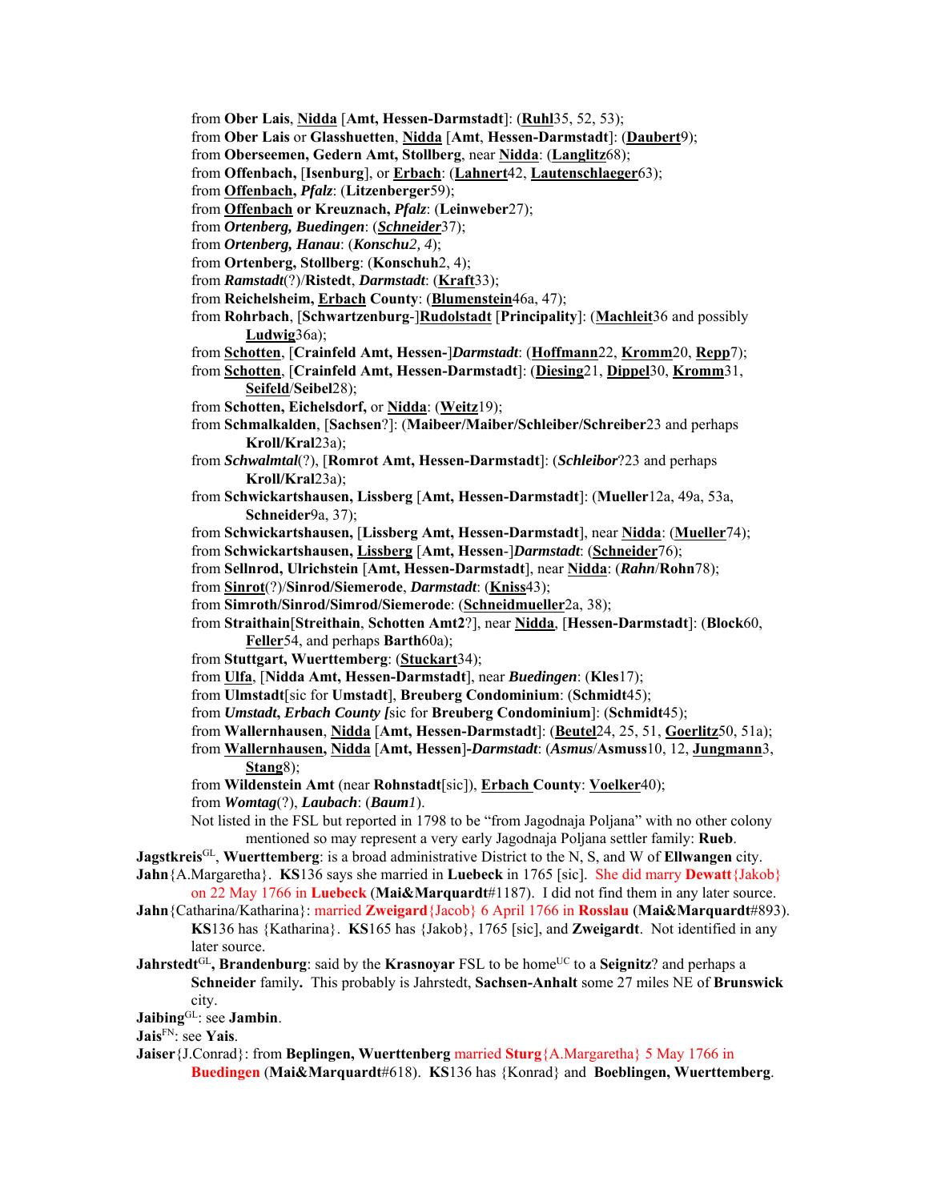from **Ober Lais**, **Nidda** [**Amt, Hessen-Darmstadt**]: (**Ruhl**35, 52, 53);

from **Ober Lais** or **Glasshuetten**, **Nidda** [**Amt, Hessen-Darmstadt**]: (**Daubert**9);

from **Oberseemen, Gedern Amt, Stollberg**, near **Nidda**: (**Langlitz**68);

from **Offenbach,** [**Isenburg**], or **Erbach**: (**Lahnert**42, **Lautenschlaeger**63);

from **Offenbach,** ***Pfalz***: (**Litzenberger**59);

from **Offenbach or Kreuznach,** ***Pfalz***: (**Leinweber**27);

from ***Ortenberg, Buedingen***: (***Schneider***37);

from ***Ortenberg, Hanau***: (***Konschu2, 4***);

from **Ortenberg, Stollberg**: (**Konschuh**2, 4);

from ***Ramstadt***(?)/**Ristedt**, ***Darmstadt***: (**Kraft**33);

from **Reichelsheim, Erbach County**: (**Blumenstein**46a, 47);

from **Rohrbach**, [**Schwartzenburg**-]**Rudolstadt** [**Principality**]: (**Machleit**36 and possibly **Ludwig**36a);

from **Schotten**, [**Crainfeld Amt, Hessen-**]***Darmstadt***: (**Hoffmann**22, **Kromm**20, **Repp**7);

from **Schotten**, [**Crainfeld Amt, Hessen-Darmstadt**]: (**Diesing**21, **Dippel**30, **Kromm**31, **Seifeld**/**Seibel**28);

from **Schotten, Eichelsdorf,** or **Nidda**: (**Weitz**19);

from **Schmalkalden**, [**Sachsen**?]: (**Maibeer/Maiber/Schleiber/Schreiber**23 and perhaps **Kroll/Kral**23a);

from ***Schwalmtal***(?), [**Romrot Amt, Hessen-Darmstadt**]: (***Schleibor***?23 and perhaps **Kroll/Kral**23a);

from **Schwickartshausen, Lissberg** [**Amt, Hessen-Darmstadt**]: (**Mueller**12a, 49a, 53a, **Schneider**9a, 37);

from **Schwickartshausen,** [**Lissberg Amt, Hessen-Darmstadt**], near **Nidda**: (**Mueller**74);

from **Schwickartshausen, Lissberg** [**Amt, Hessen**-]***Darmstadt***: (**Schneider**76);

from **Sellnrod, Ulrichstein** [**Amt, Hessen-Darmstadt**], near **Nidda**: (***Rahn***/**Rohn**78);

from **Sinrot**(?)/**Sinrod/Siemerode**, ***Darmstadt***: (**Kniss**43);

from **Simroth/Sinrod/Simrod/Siemerode**: (**Schneidmueller**2a, 38);

from **Straithain**[**Streithain**, **Schotten Amt2**?], near **Nidda**, [**Hessen-Darmstadt**]: (**Block**60, **Feller**54, and perhaps **Barth**60a);

from **Stuttgart, Wuerttemberg**: (**Stuckart**34);

from **Ulfa**, [**Nidda Amt, Hessen-Darmstadt**], near ***Buedingen***: (**Kles**17);

from **Ulmstadt**[sic for **Umstadt**], **Breuberg Condominium**: (**Schmidt**45);

from ***Umstadt, Erbach County [***sic for **Breuberg Condominium**]: (**Schmidt**45);

from **Wallernhausen**, **Nidda** [**Amt, Hessen-Darmstadt**]: (**Beutel**24, 25, 51, **Goerlitz**50, 51a);

from **Wallernhausen, Nidda** [**Amt, Hessen**]-***Darmstadt***: (***Asmus***/**Asmuss**10, 12, **Jungmann**3, **Stang**8);

from **Wildenstein Amt** (near **Rohnstadt**[sic]), **Erbach County**: **Voelker**40);

from ***Womtag***(?), ***Laubach***: (***Baum1***).

Not listed in the FSL but reported in 1798 to be "from Jagodnaja Poljana" with no other colony mentioned so may represent a very early Jagodnaja Poljana settler family: **Rueb**.

**Jagstkreis**GL, **Wuerttemberg**: is a broad administrative District to the N, S, and W of **Ellwangen** city.

**Jahn**{A.Margaretha}. **KS**136 says she married in **Luebeck** in 1765 [sic]. She did marry **Dewatt**{Jakob} on 22 May 1766 in **Luebeck** (**Mai&Marquardt**#1187). I did not find them in any later source.

**Jahn**{Catharina/Katharina}: married **Zweigard**{Jacob} 6 April 1766 in **Rosslau** (**Mai&Marquardt**#893). **KS**136 has {Katharina}. **KS**165 has {Jakob}, 1765 [sic], and **Zweigardt**. Not identified in any later source.

**Jahrstedt**GL**, Brandenburg**: said by the **Krasnoyar** FSL to be homeUC to a **Seignitz**? and perhaps a **Schneider** family**.** This probably is Jahrstedt, **Sachsen-Anhalt** some 27 miles NE of **Brunswick** city.

**Jaibing**GL: see **Jambin**.

**Jais**FN: see **Yais**.

**Jaiser**{J.Conrad}: from **Beplingen, Wuerttenberg** married **Sturg**{A.Margaretha} 5 May 1766 in **Buedingen** (**Mai&Marquardt**#618). **KS**136 has {Konrad} and **Boeblingen, Wuerttemberg**.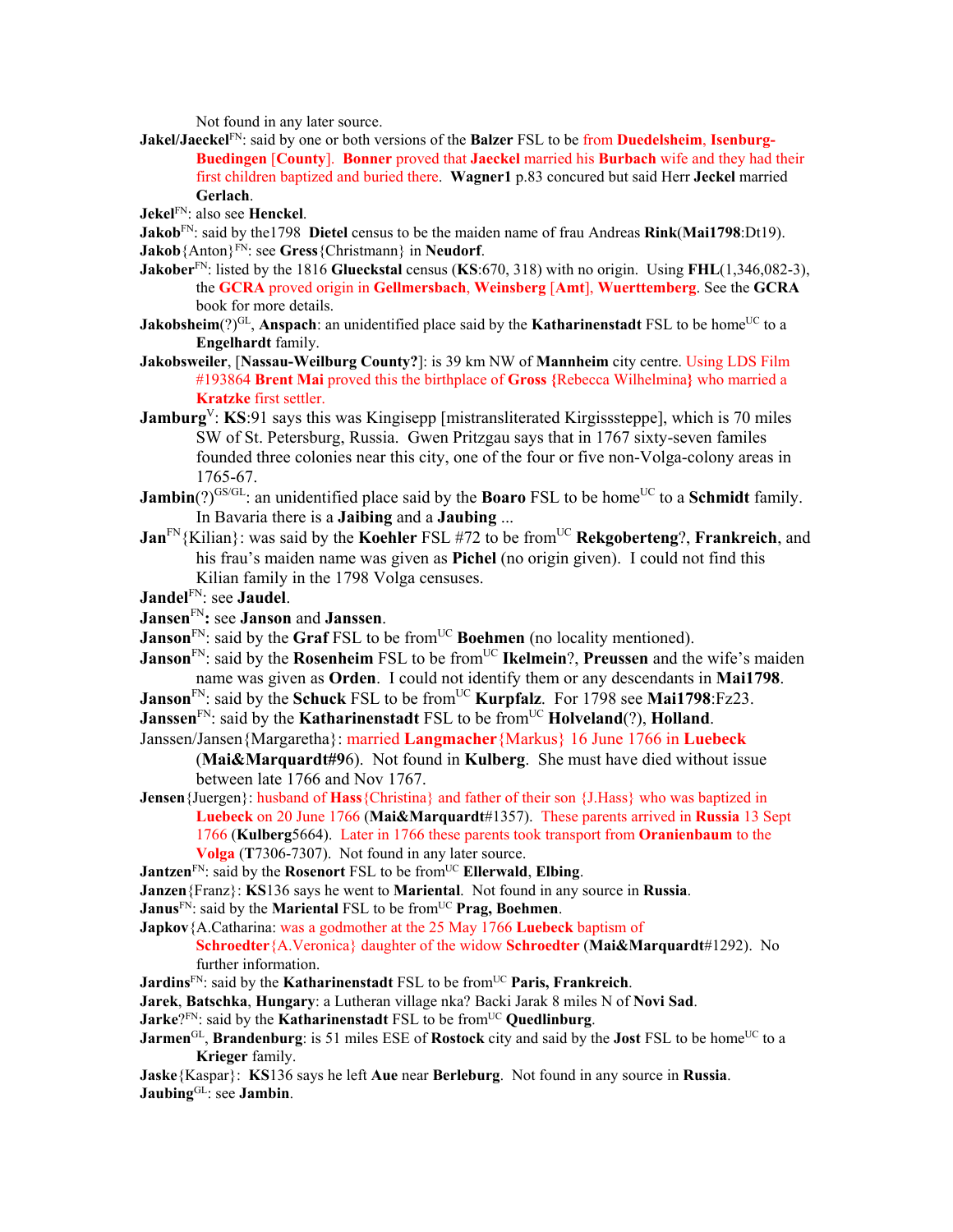Not found in any later source.

**Jakel/Jaeckel**[FN]: said by one or both versions of the **Balzer** FSL to be from **Duedelsheim**, **Isenburg-Buedingen** [**County**]. **Bonner** proved that **Jaeckel** married his **Burbach** wife and they had their first children baptized and buried there. **Wagner1** p.83 concured but said Herr **Jeckel** married **Gerlach**.

**Jekel**[FN]: also see **Henckel**.

**Jakob**[FN]: said by the1798 **Dietel** census to be the maiden name of frau Andreas **Rink**(**Mai1798**:Dt19).

**Jakob**{Anton}[FN]: see **Gress**{Christmann} in **Neudorf**.

**Jakober**[FN]: listed by the 1816 **Glueckstal** census (**KS**:670, 318) with no origin. Using **FHL**(1,346,082-3), the **GCRA** proved origin in **Gellmersbach**, **Weinsberg** [**Amt**], **Wuerttemberg**. See the **GCRA** book for more details.

**Jakobsheim**(?)[GL], **Anspach**: an unidentified place said by the **Katharinenstadt** FSL to be home[UC] to a **Engelhardt** family.

**Jakobsweiler**, [**Nassau-Weilburg County?**]: is 39 km NW of **Mannheim** city centre. Using LDS Film #193864 **Brent Mai** proved this the birthplace of **Gross** {**Rebecca Wilhelmina**} who married a **Kratzke** first settler.

**Jamburg**[V]: **KS**:91 says this was Kingisepp [mistransliterated Kirgisssteppe], which is 70 miles SW of St. Petersburg, Russia. Gwen Pritzgau says that in 1767 sixty-seven familes founded three colonies near this city, one of the four or five non-Volga-colony areas in 1765-67.

**Jambin**(?)[GS/GL]: an unidentified place said by the **Boaro** FSL to be home[UC] to a **Schmidt** family. In Bavaria there is a **Jaibing** and a **Jaubing** ...

**Jan**[FN]{Kilian}: was said by the **Koehler** FSL #72 to be from[UC] **Rekgoberteng**?, **Frankreich**, and his frau's maiden name was given as **Pichel** (no origin given). I could not find this Kilian family in the 1798 Volga censuses.

**Jandel**[FN]: see **Jaudel**.

**Jansen**[FN]**:** see **Janson** and **Janssen**.

**Janson**[FN]: said by the **Graf** FSL to be from[UC] **Boehmen** (no locality mentioned).

**Janson**[FN]: said by the **Rosenheim** FSL to be from[UC] **Ikelmein**?, **Preussen** and the wife's maiden name was given as **Orden**. I could not identify them or any descendants in **Mai1798**.

**Janson**[FN]: said by the **Schuck** FSL to be from[UC] **Kurpfalz**. For 1798 see **Mai1798**:Fz23.

**Janssen**[FN]: said by the **Katharinenstadt** FSL to be from[UC] **Holveland**(?), **Holland**.

Janssen/Jansen{Margaretha}: married **Langmacher**{Markus} 16 June 1766 in **Luebeck** (**Mai&Marquardt#9**6). Not found in **Kulberg**. She must have died without issue between late 1766 and Nov 1767.

**Jensen**{Juergen}: husband of **Hass**{Christina} and father of their son {J.Hass} who was baptized in **Luebeck** on 20 June 1766 (**Mai&Marquardt**#1357). These parents arrived in **Russia** 13 Sept 1766 (**Kulberg**5664). Later in 1766 these parents took transport from **Oranienbaum** to the **Volga** (**T**7306-7307). Not found in any later source.

**Jantzen**[FN]: said by the **Rosenort** FSL to be from[UC] **Ellerwald**, **Elbing**.

**Janzen**{Franz}: **KS**136 says he went to **Mariental**. Not found in any source in **Russia**.

**Janus**[FN]: said by the **Mariental** FSL to be from[UC] **Prag, Boehmen**.

**Japkov**{A.Catharina: was a godmother at the 25 May 1766 **Luebeck** baptism of **Schroedter**{A.Veronica} daughter of the widow **Schroedter** (**Mai&Marquardt**#1292). No further information.

**Jardins**[FN]: said by the **Katharinenstadt** FSL to be from[UC] **Paris, Frankreich**.

**Jarek**, **Batschka**, **Hungary**: a Lutheran village nka? Backi Jarak 8 miles N of **Novi Sad**.

**Jarke**?[FN]: said by the **Katharinenstadt** FSL to be from[UC] **Quedlinburg**.

**Jarmen**[GL], **Brandenburg**: is 51 miles ESE of **Rostock** city and said by the **Jost** FSL to be home[UC] to a **Krieger** family.

**Jaske**{Kaspar}: **KS**136 says he left **Aue** near **Berleburg**. Not found in any source in **Russia**.

**Jaubing**[GL]: see **Jambin**.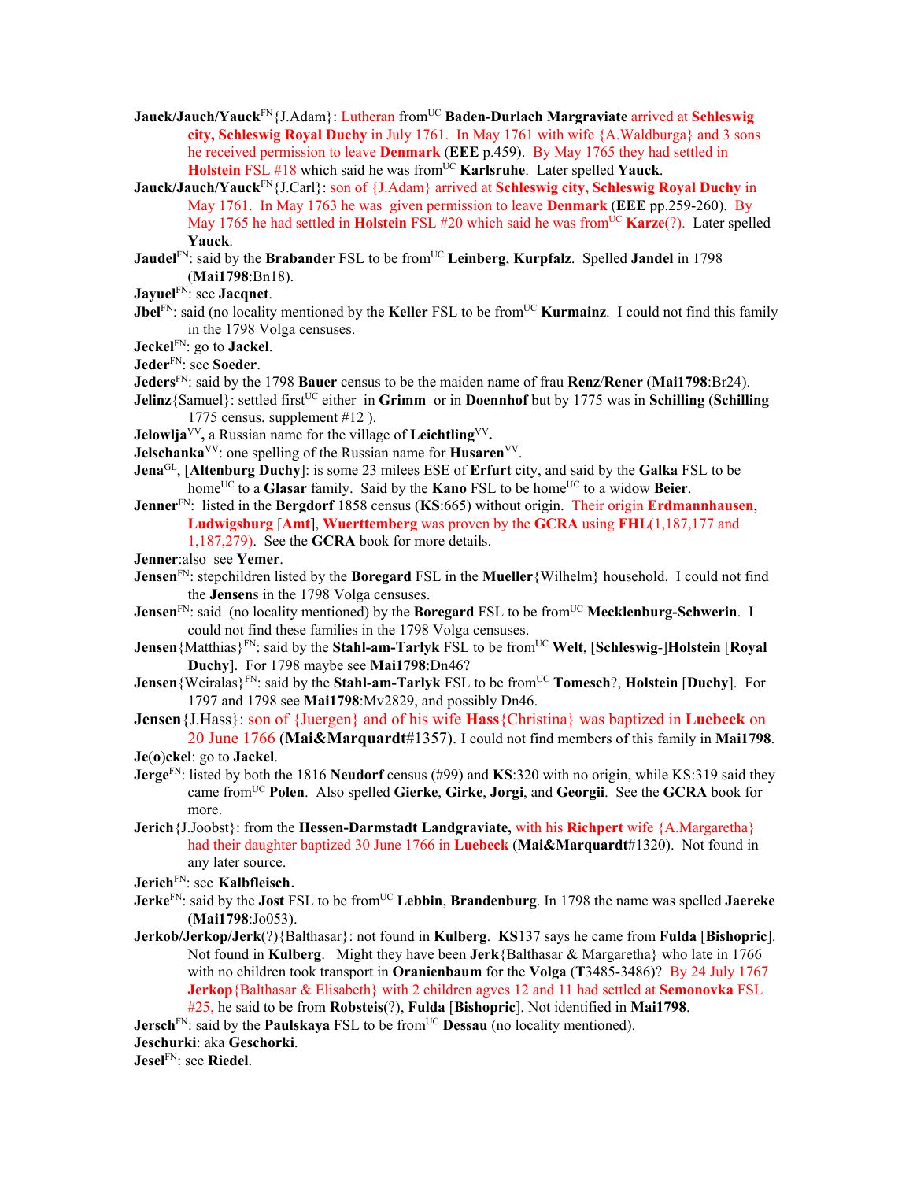**Jauck/Jauch/Yauck**[FN]{J.Adam}: Lutheran from[UC] **Baden-Durlach Margraviate** arrived at **Schleswig city, Schleswig Royal Duchy** in July 1761. In May 1761 with wife {A.Waldburga} and 3 sons he received permission to leave **Denmark** (**EEE** p.459). By May 1765 they had settled in **Holstein** FSL #18 which said he was from[UC] **Karlsruhe**. Later spelled **Yauck**.

**Jauck/Jauch/Yauck**[FN]{J.Carl}: son of {J.Adam} arrived at **Schleswig city, Schleswig Royal Duchy** in May 1761. In May 1763 he was given permission to leave **Denmark** (**EEE** pp.259-260). By May 1765 he had settled in **Holstein** FSL #20 which said he was from[UC] **Karze**(?). Later spelled **Yauck**.

**Jaudel**[FN]: said by the **Brabander** FSL to be from[UC] **Leinberg**, **Kurpfalz**. Spelled **Jandel** in 1798 (**Mai1798**:Bn18).

**Jayuel**[FN]: see **Jacqnet**.

**Jbel**[FN]: said (no locality mentioned by the **Keller** FSL to be from[UC] **Kurmainz**. I could not find this family in the 1798 Volga censuses.

**Jeckel**[FN]: go to **Jackel**.

**Jeder**[FN]: see **Soeder**.

**Jeders**[FN]: said by the 1798 **Bauer** census to be the maiden name of frau **Renz**/**Rener** (**Mai1798**:Br24).

**Jelinz**{Samuel}: settled first[UC] either in **Grimm** or in **Doennhof** but by 1775 was in **Schilling** (**Schilling** 1775 census, supplement #12 ).

**Jelowlja**[VV]**,** a Russian name for the village of **Leichtling**[VV]**.**

**Jelschanka**[VV]: one spelling of the Russian name for **Husaren**[VV].

**Jena**[GL], [**Altenburg Duchy**]: is some 23 milees ESE of **Erfurt** city, and said by the **Galka** FSL to be home[UC] to a **Glasar** family. Said by the **Kano** FSL to be home[UC] to a widow **Beier**.

**Jenner**[FN]: listed in the **Bergdorf** 1858 census (**KS**:665) without origin. Their origin **Erdmannhausen**, **Ludwigsburg** [**Amt**], **Wuerttemberg** was proven by the **GCRA** using **FHL**(1,187,177 and 1,187,279). See the **GCRA** book for more details.

**Jenner**:also see **Yemer**.

**Jensen**[FN]: stepchildren listed by the **Boregard** FSL in the **Mueller**{Wilhelm} household. I could not find the **Jensen**s in the 1798 Volga censuses.

**Jensen**[FN]: said (no locality mentioned) by the **Boregard** FSL to be from[UC] **Mecklenburg-Schwerin**. I could not find these families in the 1798 Volga censuses.

**Jensen**{Matthias}[FN]: said by the **Stahl-am-Tarlyk** FSL to be from[UC] **Welt**, [**Schleswig**-]**Holstein** [**Royal Duchy**]. For 1798 maybe see **Mai1798**:Dn46?

**Jensen**{Weiralas}[FN]: said by the **Stahl-am-Tarlyk** FSL to be from[UC] **Tomesch**?, **Holstein** [**Duchy**]. For 1797 and 1798 see **Mai1798**:Mv2829, and possibly Dn46.

**Jensen**{J.Hass}: son of {Juergen} and of his wife **Hass**{Christina} was baptized in **Luebeck** on 20 June 1766 (**Mai&Marquardt**#1357). I could not find members of this family in **Mai1798**.

**Je**(**o**)**ckel**: go to **Jackel**.

**Jerge**[FN]: listed by both the 1816 **Neudorf** census (#99) and **KS**:320 with no origin, while KS:319 said they came from[UC] **Polen**. Also spelled **Gierke**, **Girke**, **Jorgi**, and **Georgii**. See the **GCRA** book for more.

**Jerich**{J.Joobst}: from the **Hessen-Darmstadt Landgraviate,** with his **Richpert** wife {A.Margaretha} had their daughter baptized 30 June 1766 in **Luebeck** (**Mai&Marquardt**#1320). Not found in any later source.

**Jerich**[FN]: see **Kalbfleisch**.

**Jerke**[FN]: said by the **Jost** FSL to be from[UC] **Lebbin**, **Brandenburg**. In 1798 the name was spelled **Jaereke** (**Mai1798**:Jo053).

**Jerkob/Jerkop/Jerk**(?){Balthasar}: not found in **Kulberg**. **KS**137 says he came from **Fulda** [**Bishopric**]. Not found in **Kulberg**. Might they have been **Jerk**{Balthasar & Margaretha} who late in 1766 with no children took transport in **Oranienbaum** for the **Volga** (**T**3485-3486)? By 24 July 1767 **Jerkop**{Balthasar & Elisabeth} with 2 children agves 12 and 11 had settled at **Semonovka** FSL #25, he said to be from **Robsteis**(?), **Fulda** [**Bishopric**]. Not identified in **Mai1798**.

**Jersch**[FN]: said by the **Paulskaya** FSL to be from[UC] **Dessau** (no locality mentioned).

**Jeschurki**: aka **Geschorki**.

**Jesel**[FN]: see **Riedel**.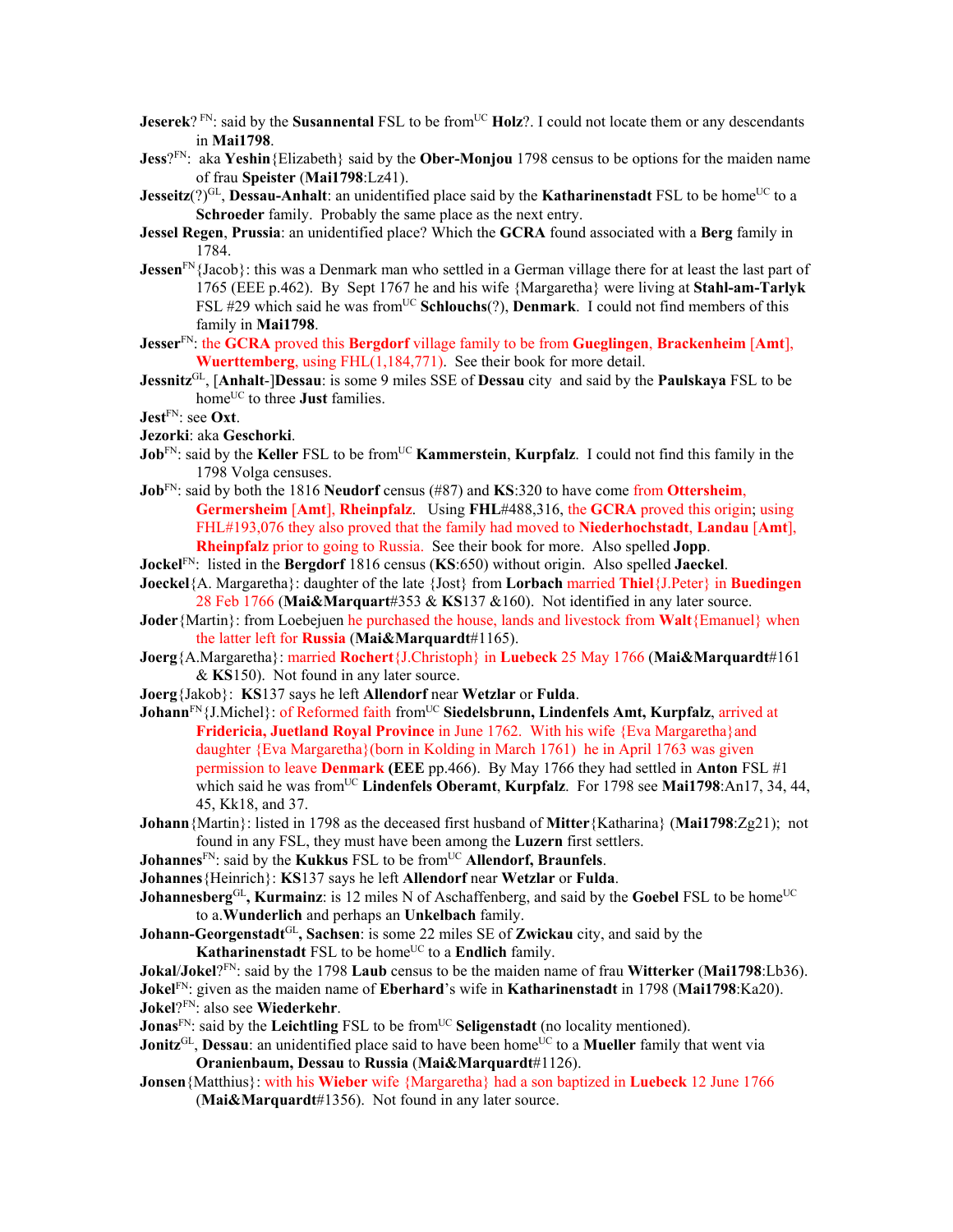**Jeserek**? [FN]: said by the **Susannental** FSL to be from[UC] **Holz**?. I could not locate them or any descendants in **Mai1798**.

**Jess**?[FN]: aka **Yeshin**{Elizabeth} said by the **Ober-Monjou** 1798 census to be options for the maiden name of frau **Speister** (**Mai1798**:Lz41).

**Jesseitz**(?)[GL], **Dessau-Anhalt**: an unidentified place said by the **Katharinenstadt** FSL to be home[UC] to a **Schroeder** family. Probably the same place as the next entry.

**Jessel Regen**, **Prussia**: an unidentified place? Which the **GCRA** found associated with a **Berg** family in 1784.

**Jessen**[FN]{Jacob}: this was a Denmark man who settled in a German village there for at least the last part of 1765 (EEE p.462). By Sept 1767 he and his wife {Margaretha} were living at **Stahl-am-Tarlyk** FSL #29 which said he was from[UC] **Schlouchs**(?), **Denmark**. I could not find members of this family in **Mai1798**.

**Jesser**[FN]: the **GCRA** proved this **Bergdorf** village family to be from **Gueglingen**, **Brackenheim** [**Amt**], **Wuerttemberg**, using FHL(1,184,771). See their book for more detail.

**Jessnitz**[GL], [**Anhalt**-]**Dessau**: is some 9 miles SSE of **Dessau** city and said by the **Paulskaya** FSL to be home[UC] to three **Just** families.

**Jest**[FN]: see **Oxt**.

**Jezorki**: aka **Geschorki**.

**Job**[FN]: said by the **Keller** FSL to be from[UC] **Kammerstein**, **Kurpfalz**. I could not find this family in the 1798 Volga censuses.

**Job**[FN]: said by both the 1816 **Neudorf** census (#87) and **KS**:320 to have come from **Ottersheim**, **Germersheim** [**Amt**], **Rheinpfalz**. Using **FHL**#488,316, the **GCRA** proved this origin; using FHL#193,076 they also proved that the family had moved to **Niederhochstadt**, **Landau** [**Amt**], **Rheinpfalz** prior to going to Russia. See their book for more. Also spelled **Jopp**.

**Jockel**[FN]: listed in the **Bergdorf** 1816 census (**KS**:650) without origin. Also spelled **Jaeckel**.

**Joeckel**{A. Margaretha}: daughter of the late {Jost} from **Lorbach** married **Thiel**{J.Peter} in **Buedingen** 28 Feb 1766 (**Mai&Marquart**#353 & **KS**137 &160). Not identified in any later source.

**Joder**{Martin}: from Loebejuen he purchased the house, lands and livestock from **Walt**{Emanuel} when the latter left for **Russia** (**Mai&Marquardt**#1165).

**Joerg**{A.Margaretha}: married **Rochert**{J.Christoph} in **Luebeck** 25 May 1766 (**Mai&Marquardt**#161 & **KS**150). Not found in any later source.

**Joerg**{Jakob}: **KS**137 says he left **Allendorf** near **Wetzlar** or **Fulda**.

**Johann**[FN]{J.Michel}: of Reformed faith from[UC] **Siedelsbrunn, Lindenfels Amt, Kurpfalz**, arrived at **Fridericia, Juetland Royal Province** in June 1762. With his wife {Eva Margaretha}and daughter {Eva Margaretha}(born in Kolding in March 1761) he in April 1763 was given permission to leave **Denmark** (**EEE** pp.466). By May 1766 they had settled in **Anton** FSL #1 which said he was from[UC] **Lindenfels Oberamt**, **Kurpfalz**. For 1798 see **Mai1798**:An17, 34, 44, 45, Kk18, and 37.

**Johann**{Martin}: listed in 1798 as the deceased first husband of **Mitter**{Katharina} (**Mai1798**:Zg21); not found in any FSL, they must have been among the **Luzern** first settlers.

**Johannes**[FN]: said by the **Kukkus** FSL to be from[UC] **Allendorf, Braunfels**.

**Johannes**{Heinrich}: **KS**137 says he left **Allendorf** near **Wetzlar** or **Fulda**.

**Johannesberg**[GL]**, Kurmainz**: is 12 miles N of Aschaffenberg, and said by the **Goebel** FSL to be home[UC] to a.**Wunderlich** and perhaps an **Unkelbach** family.

**Johann-Georgenstadt**[GL]**, Sachsen**: is some 22 miles SE of **Zwickau** city, and said by the **Katharinenstadt** FSL to be home[UC] to a **Endlich** family.

**Jokal**/**Jokel**?[FN]: said by the 1798 **Laub** census to be the maiden name of frau **Witterker** (**Mai1798**:Lb36).

**Jokel**[FN]: given as the maiden name of **Eberhard**'s wife in **Katharinenstadt** in 1798 (**Mai1798**:Ka20).

**Jokel**?[FN]: also see **Wiederkehr**.

**Jonas**[FN]: said by the **Leichtling** FSL to be from[UC] **Seligenstadt** (no locality mentioned).

**Jonitz**[GL], **Dessau**: an unidentified place said to have been home[UC] to a **Mueller** family that went via **Oranienbaum, Dessau** to **Russia** (**Mai&Marquardt**#1126).

**Jonsen**{Matthius}: with his **Wieber** wife {Margaretha} had a son baptized in **Luebeck** 12 June 1766 (**Mai&Marquardt**#1356). Not found in any later source.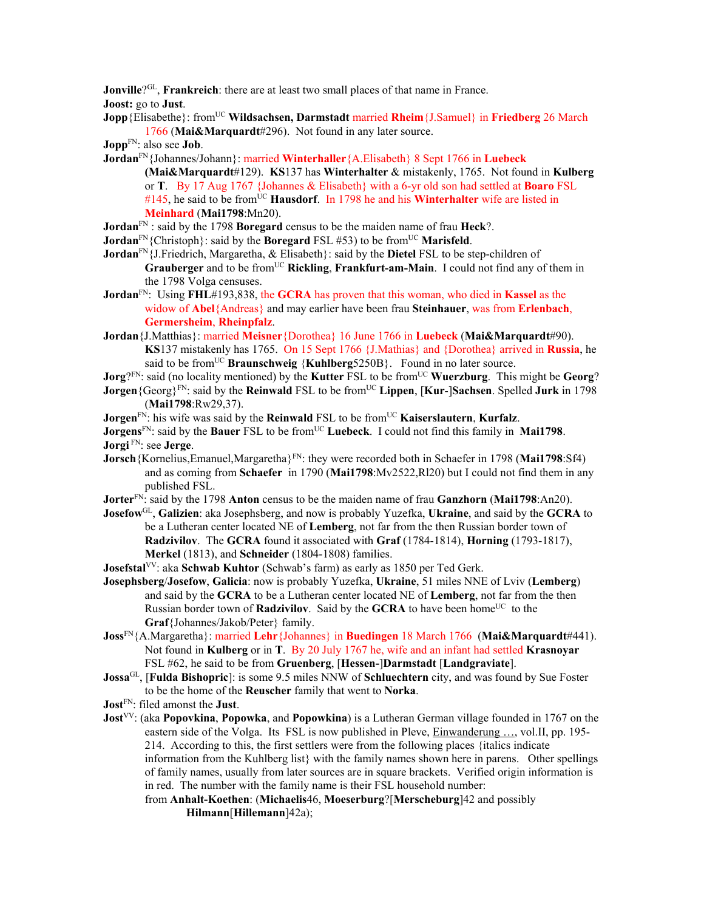**Jonville**?[GL], **Frankreich**: there are at least two small places of that name in France.

**Joost:** go to **Just**.

**Jopp**{Elisabethe}: from[UC] **Wildsachsen, Darmstadt** married **Rheim**{J.Samuel} in **Friedberg** 26 March 1766 (**Mai&Marquardt**#296). Not found in any later source.

**Jopp**[FN]: also see **Job**.

**Jordan**[FN]{Johannes/Johann}: married **Winterhaller**{A.Elisabeth} 8 Sept 1766 in **Luebeck** (**Mai&Marquardt**#129). **KS**137 has **Winterhalter** & mistakenly, 1765. Not found in **Kulberg** or **T**. By 17 Aug 1767 {Johannes & Elisabeth} with a 6-yr old son had settled at **Boaro** FSL #145, he said to be from[UC] **Hausdorf**. In 1798 he and his **Winterhalter** wife are listed in **Meinhard** (**Mai1798**:Mn20).

**Jordan**[FN] : said by the 1798 **Boregard** census to be the maiden name of frau **Heck**?.

**Jordan**[FN]{Christoph}: said by the **Boregard** FSL #53) to be from[UC] **Marisfeld**.

**Jordan**[FN]{J.Friedrich, Margaretha, & Elisabeth}: said by the **Dietel** FSL to be step-children of **Grauberger** and to be from[UC] **Rickling**, **Frankfurt-am-Main**. I could not find any of them in the 1798 Volga censuses.

**Jordan**[FN]: Using **FHL**#193,838, the **GCRA** has proven that this woman, who died in **Kassel** as the widow of **Abel**{Andreas} and may earlier have been frau **Steinhauer**, was from **Erlenbach**, **Germersheim**, **Rheinpfalz**.

**Jordan**{J.Matthias}: married **Meisner**{Dorothea} 16 June 1766 in **Luebeck** (**Mai&Marquardt**#90). **KS**137 mistakenly has 1765. On 15 Sept 1766 {J.Mathias} and {Dorothea} arrived in **Russia**, he said to be from[UC] **Braunschweig** {**Kuhlberg**5250B}. Found in no later source.

**Jorg**?[FN]: said (no locality mentioned) by the **Kutter** FSL to be from[UC] **Wuerzburg**. This might be **Georg**?

**Jorgen**{Georg}[FN]: said by the **Reinwald** FSL to be from[UC] **Lippen**, [**Kur**-]**Sachsen**. Spelled **Jurk** in 1798 (**Mai1798**:Rw29,37).

**Jorgen**[FN]: his wife was said by the **Reinwald** FSL to be from[UC] **Kaiserslautern**, **Kurfalz**.

**Jorgens**[FN]: said by the **Bauer** FSL to be from[UC] **Luebeck**. I could not find this family in **Mai1798**.

**Jorgi** [FN]: see **Jerge**.

**Jorsch**{Kornelius,Emanuel,Margaretha}[FN]: they were recorded both in Schaefer in 1798 (**Mai1798**:Sf4) and as coming from **Schaefer** in 1790 (**Mai1798**:Mv2522,Rl20) but I could not find them in any published FSL.

**Jorter**[FN]: said by the 1798 **Anton** census to be the maiden name of frau **Ganzhorn** (**Mai1798**:An20).

**Josefow**[GL], **Galizien**: aka Josephsberg, and now is probably Yuzefka, **Ukraine**, and said by the **GCRA** to be a Lutheran center located NE of **Lemberg**, not far from the then Russian border town of **Radzivilov**. The **GCRA** found it associated with **Graf** (1784-1814), **Horning** (1793-1817), **Merkel** (1813), and **Schneider** (1804-1808) families.

**Josefstal**[VV]: aka **Schwab Kuhtor** (Schwab's farm) as early as 1850 per Ted Gerk.

**Josephsberg**/**Josefow**, **Galicia**: now is probably Yuzefka, **Ukraine**, 51 miles NNE of Lviv (**Lemberg**) and said by the **GCRA** to be a Lutheran center located NE of **Lemberg**, not far from the then Russian border town of **Radzivilov**. Said by the **GCRA** to have been home[UC] to the **Graf**{Johannes/Jakob/Peter} family.

**Joss**[FN]{A.Margaretha}: married **Lehr**{Johannes} in **Buedingen** 18 March 1766 (**Mai&Marquardt**#441). Not found in **Kulberg** or in **T**. By 20 July 1767 he, wife and an infant had settled **Krasnoyar** FSL #62, he said to be from **Gruenberg**, [**Hessen-**]**Darmstadt** [**Landgraviate**].

**Jossa**[GL], [**Fulda Bishopric**]: is some 9.5 miles NNW of **Schluechtern** city, and was found by Sue Foster to be the home of the **Reuscher** family that went to **Norka**.

**Jost**[FN]: filed amonst the **Just**.

**Jost**[VV]: (aka **Popovkina**, **Popowka**, and **Popowkina**) is a Lutheran German village founded in 1767 on the eastern side of the Volga. Its FSL is now published in Pleve, Einwanderung …, vol.II, pp. 195-214. According to this, the first settlers were from the following places {italics indicate information from the Kuhlberg list} with the family names shown here in parens. Other spellings of family names, usually from later sources are in square brackets. Verified origin information is in red. The number with the family name is their FSL household number:

from **Anhalt-Koethen**: (**Michaelis**46, **Moeserburg**?[**Merscheburg**]42 and possibly **Hilmann**[**Hillemann**]42a);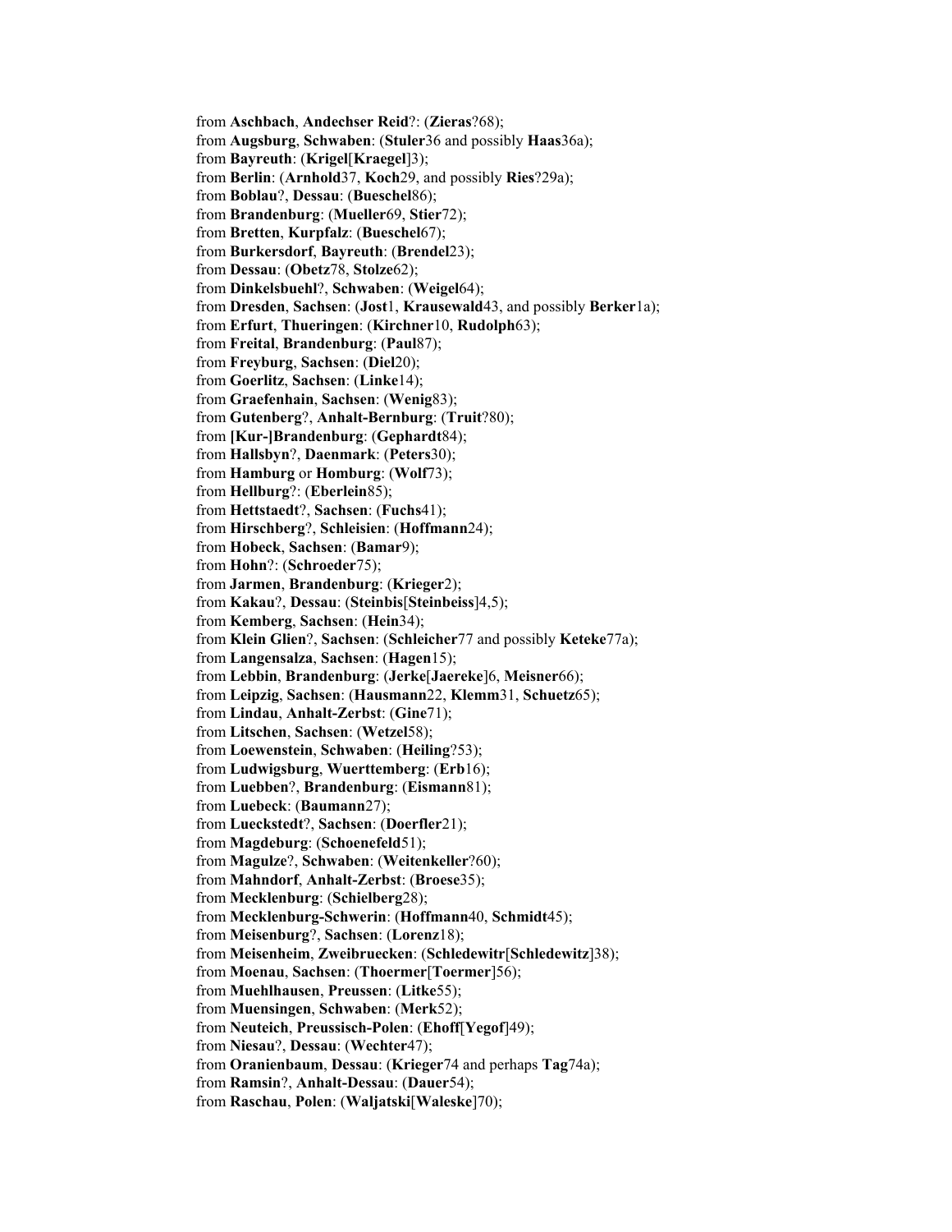from **Aschbach**, **Andechser Reid**?: (**Zieras**?68);
from **Augsburg**, **Schwaben**: (**Stuler**36 and possibly **Haas**36a);
from **Bayreuth**: (**Krigel**[**Kraegel**]3);
from **Berlin**: (**Arnhold**37, **Koch**29, and possibly **Ries**?29a);
from **Boblau**?, **Dessau**: (**Bueschel**86);
from **Brandenburg**: (**Mueller**69, **Stier**72);
from **Bretten**, **Kurpfalz**: (**Bueschel**67);
from **Burkersdorf**, **Bayreuth**: (**Brendel**23);
from **Dessau**: (**Obetz**78, **Stolze**62);
from **Dinkelsbuehl**?, **Schwaben**: (**Weigel**64);
from **Dresden**, **Sachsen**: (**Jost**1, **Krausewald**43, and possibly **Berker**1a);
from **Erfurt**, **Thueringen**: (**Kirchner**10, **Rudolph**63);
from **Freital**, **Brandenburg**: (**Paul**87);
from **Freyburg**, **Sachsen**: (**Diel**20);
from **Goerlitz**, **Sachsen**: (**Linke**14);
from **Graefenhain**, **Sachsen**: (**Wenig**83);
from **Gutenberg**?, **Anhalt-Bernburg**: (**Truit**?80);
from **[Kur-]Brandenburg**: (**Gephardt**84);
from **Hallsbyn**?, **Daenmark**: (**Peters**30);
from **Hamburg** or **Homburg**: (**Wolf**73);
from **Hellburg**?: (**Eberlein**85);
from **Hettstaedt**?, **Sachsen**: (**Fuchs**41);
from **Hirschberg**?, **Schleisien**: (**Hoffmann**24);
from **Hobeck**, **Sachsen**: (**Bamar**9);
from **Hohn**?: (**Schroeder**75);
from **Jarmen**, **Brandenburg**: (**Krieger**2);
from **Kakau**?, **Dessau**: (**Steinbis**[**Steinbeiss**]4,5);
from **Kemberg**, **Sachsen**: (**Hein**34);
from **Klein Glien**?, **Sachsen**: (**Schleicher**77 and possibly **Keteke**77a);
from **Langensalza**, **Sachsen**: (**Hagen**15);
from **Lebbin**, **Brandenburg**: (**Jerke**[**Jaereke**]6, **Meisner**66);
from **Leipzig**, **Sachsen**: (**Hausmann**22, **Klemm**31, **Schuetz**65);
from **Lindau**, **Anhalt-Zerbst**: (**Gine**71);
from **Litschen**, **Sachsen**: (**Wetzel**58);
from **Loewenstein**, **Schwaben**: (**Heiling**?53);
from **Ludwigsburg**, **Wuerttemberg**: (**Erb**16);
from **Luebben**?, **Brandenburg**: (**Eismann**81);
from **Luebeck**: (**Baumann**27);
from **Lueckstedt**?, **Sachsen**: (**Doerfler**21);
from **Magdeburg**: (**Schoenefeld**51);
from **Magulze**?, **Schwaben**: (**Weitenkeller**?60);
from **Mahndorf**, **Anhalt-Zerbst**: (**Broese**35);
from **Mecklenburg**: (**Schielberg**28);
from **Mecklenburg-Schwerin**: (**Hoffmann**40, **Schmidt**45);
from **Meisenburg**?, **Sachsen**: (**Lorenz**18);
from **Meisenheim**, **Zweibruecken**: (**Schledewitr**[**Schledewitz**]38);
from **Moenau**, **Sachsen**: (**Thoermer**[**Toermer**]56);
from **Muehlhausen**, **Preussen**: (**Litke**55);
from **Muensingen**, **Schwaben**: (**Merk**52);
from **Neuteich**, **Preussisch-Polen**: (**Ehoff**[**Yegof**]49);
from **Niesau**?, **Dessau**: (**Wechter**47);
from **Oranienbaum**, **Dessau**: (**Krieger**74 and perhaps **Tag**74a);
from **Ramsin**?, **Anhalt-Dessau**: (**Dauer**54);
from **Raschau**, **Polen**: (**Waljatski**[**Waleske**]70);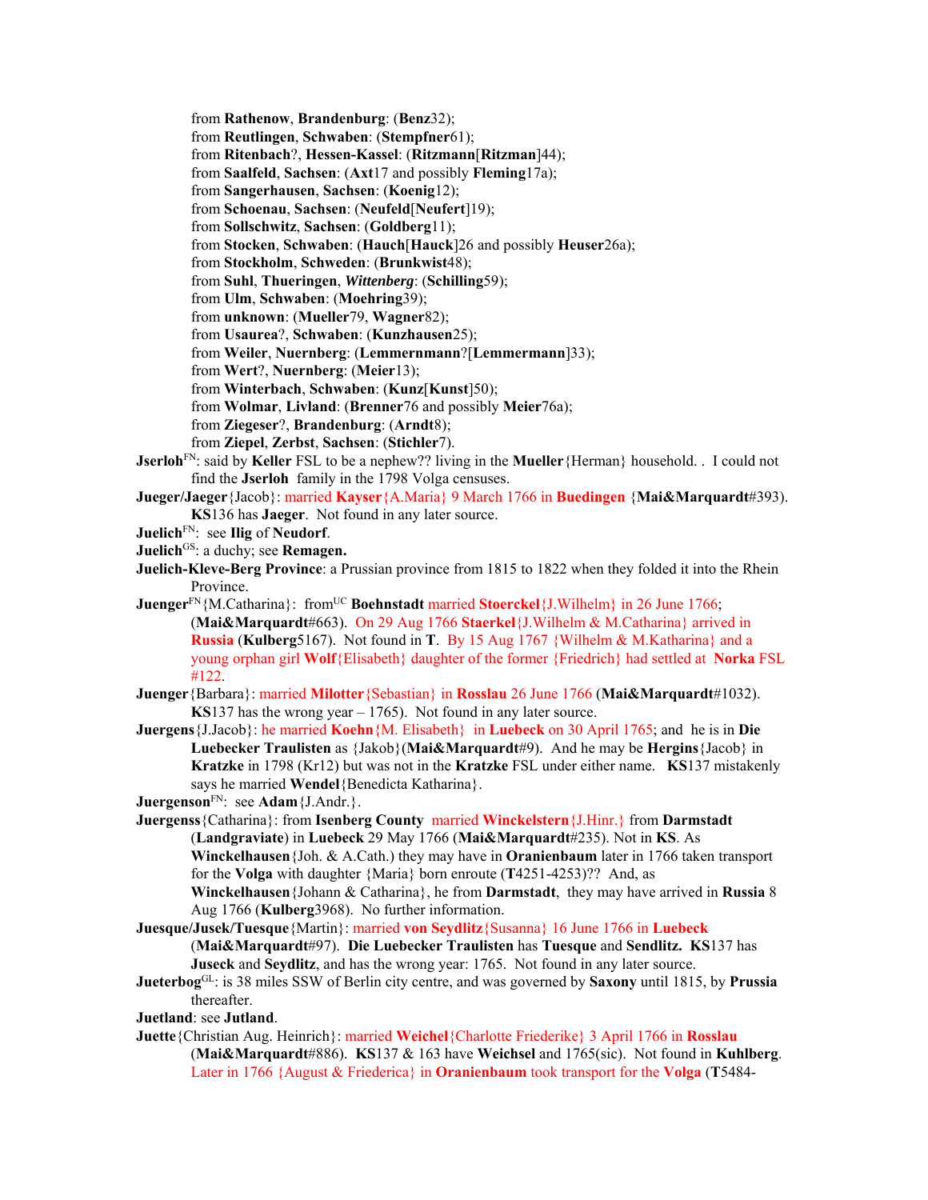from **Rathenow**, **Brandenburg**: (**Benz**32);
from **Reutlingen**, **Schwaben**: (**Stempfner**61);
from **Ritenbach**?, **Hessen-Kassel**: (**Ritzmann**[**Ritzman**]44);
from **Saalfeld**, **Sachsen**: (**Axt**17 and possibly **Fleming**17a);
from **Sangerhausen**, **Sachsen**: (**Koenig**12);
from **Schoenau**, **Sachsen**: (**Neufeld**[**Neufert**]19);
from **Sollschwitz**, **Sachsen**: (**Goldberg**11);
from **Stocken**, **Schwaben**: (**Hauch**[**Hauck**]26 and possibly **Heuser**26a);
from **Stockholm**, **Schweden**: (**Brunkwist**48);
from **Suhl**, **Thueringen**, ***Wittenberg***: (**Schilling**59);
from **Ulm**, **Schwaben**: (**Moehring**39);
from **unknown**: (**Mueller**79, **Wagner**82);
from **Usaurea**?, **Schwaben**: (**Kunzhausen**25);
from **Weiler**, **Nuernberg**: (**Lemmernmann**?[**Lemmermann**]33);
from **Wert**?, **Nuernberg**: (**Meier**13);
from **Winterbach**, **Schwaben**: (**Kunz**[**Kunst**]50);
from **Wolmar**, **Livland**: (**Brenner**76 and possibly **Meier**76a);
from **Ziegeser**?, **Brandenburg**: (**Arndt**8);
from **Ziepel**, **Zerbst**, **Sachsen**: (**Stichler**7).

**Jserloh**[FN]: said by **Keller** FSL to be a nephew?? living in the **Mueller**{Herman} household. . I could not find the **Jserloh** family in the 1798 Volga censuses.

**Jueger/Jaeger**{Jacob}: married **Kayser**{A.Maria} 9 March 1766 in **Buedingen** {**Mai&Marquardt**#393). **KS**136 has **Jaeger**. Not found in any later source.

**Juelich**[FN]: see **Ilig** of **Neudorf**.

**Juelich**[GS]: a duchy; see **Remagen.**

**Juelich-Kleve-Berg Province**: a Prussian province from 1815 to 1822 when they folded it into the Rhein Province.

**Juenger**[FN]{M.Catharina}: from[UC] **Boehnstadt** married **Stoerckel**{J.Wilhelm} in 26 June 1766; (**Mai&Marquardt**#663). On 29 Aug 1766 **Staerkel**{J.Wilhelm & M.Catharina} arrived in **Russia** (**Kulberg**5167). Not found in **T**. By 15 Aug 1767 {Wilhelm & M.Katharina} and a young orphan girl **Wolf**{Elisabeth} daughter of the former {Friedrich} had settled at **Norka** FSL #122.

**Juenger**{Barbara}: married **Milotter**{Sebastian} in **Rosslau** 26 June 1766 (**Mai&Marquardt**#1032). **KS**137 has the wrong year – 1765). Not found in any later source.

**Juergens**{J.Jacob}: he married **Koehn**{M. Elisabeth} in **Luebeck** on 30 April 1765; and he is in **Die Luebecker Traulisten** as {Jakob}(**Mai&Marquardt**#9). And he may be **Hergins**{Jacob} in **Kratzke** in 1798 (Kr12) but was not in the **Kratzke** FSL under either name. **KS**137 mistakenly says he married **Wendel**{Benedicta Katharina}.

**Juergenson**[FN]: see **Adam**{J.Andr.}.

**Juergenss**{Catharina}: from **Isenberg County** married **Winckelstern**{J.Hinr.} from **Darmstadt** (**Landgraviate**) in **Luebeck** 29 May 1766 (**Mai&Marquardt**#235). Not in **KS**. As **Winckelhausen**{Joh. & A.Cath.} they may have in **Oranienbaum** later in 1766 taken transport for the **Volga** with daughter {Maria} born enroute (**T**4251-4253)?? And, as **Winckelhausen**{Johann & Catharina}, he from **Darmstadt**, they may have arrived in **Russia** 8 Aug 1766 (**Kulberg**3968). No further information.

**Juesque/Jusek/Tuesque**{Martin}: married **von Seydlitz**{Susanna} 16 June 1766 in **Luebeck** (**Mai&Marquardt**#97). **Die Luebecker Traulisten** has **Tuesque** and **Sendlitz. KS**137 has **Juseck** and **Seydlitz**, and has the wrong year: 1765. Not found in any later source.

**Jueterbog**[GL]: is 38 miles SSW of Berlin city centre, and was governed by **Saxony** until 1815, by **Prussia** thereafter.

**Juetland**: see **Jutland**.

**Juette**{Christian Aug. Heinrich}: married **Weichel**{Charlotte Friederike} 3 April 1766 in **Rosslau** (**Mai&Marquardt**#886). **KS**137 & 163 have **Weichsel** and 1765(sic). Not found in **Kuhlberg**. Later in 1766 {August & Friederica} in **Oranienbaum** took transport for the **Volga** (**T**5484-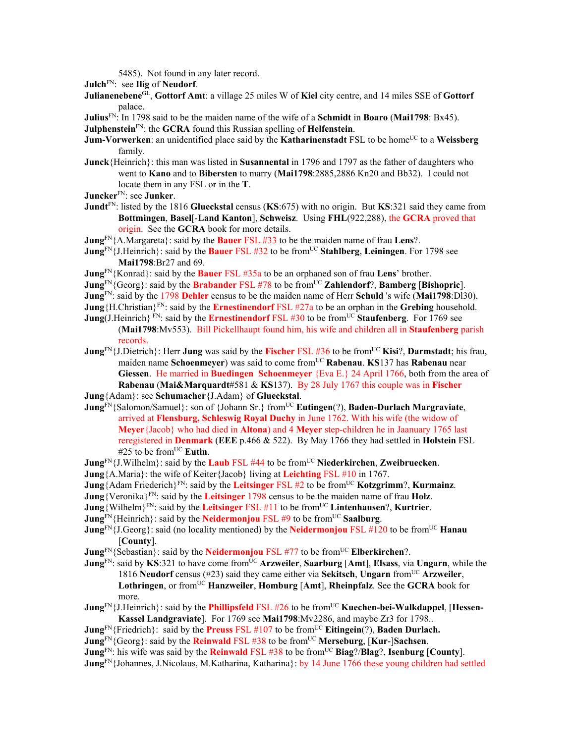5485). Not found in any later record.

**Julch**[FN]: see **Ilig** of **Neudorf**.

**Julianenebene**[GL], **Gottorf Amt**: a village 25 miles W of **Kiel** city centre, and 14 miles SSE of **Gottorf** palace.

**Julius**[FN]: In 1798 said to be the maiden name of the wife of a **Schmidt** in **Boaro** (**Mai1798**: Bx45).

**Julphenstein**[FN]: the **GCRA** found this Russian spelling of **Helfenstein**.

**Jum-Vorwerken**: an unidentified place said by the **Katharinenstadt** FSL to be home[UC] to a **Weissberg** family.

**Junck**{Heinrich}: this man was listed in **Susannental** in 1796 and 1797 as the father of daughters who went to **Kano** and to **Bibersten** to marry (**Mai1798**:2885,2886 Kn20 and Bb32). I could not locate them in any FSL or in the **T**.

**Juncker**[FN]: see **Junker**.

**Jundt**[FN]: listed by the 1816 **Glueckstal** census (**KS**:675) with no origin. But **KS**:321 said they came from **Bottmingen**, **Basel**[-**Land Kanton**], **Schweisz**. Using **FHL**(922,288), the **GCRA** proved that origin. See the **GCRA** book for more details.

**Jung**[FN]{A.Margareta}: said by the **Bauer** FSL #33 to be the maiden name of frau **Lens**?.

**Jung**[FN]{J.Heinrich}: said by the **Bauer** FSL #32 to be from[UC] **Stahlberg**, **Leiningen**. For 1798 see **Mai1798**:Br27 and 69.

**Jung**[FN]{Konrad}: said by the **Bauer** FSL #35a to be an orphaned son of frau **Lens**' brother.

**Jung**[FN]{Georg}: said by the **Brabander** FSL #78 to be from[UC] **Zahlendorf**?, **Bamberg** [**Bishopric**].

**Jung**[FN]: said by the 1798 **Dehler** census to be the maiden name of Herr **Schuld** 's wife (**Mai1798**:Dl30).

**Jung**{H.Christian}[FN]: said by the **Ernestinendorf** FSL #27a to be an orphan in the **Grebing** household.

**Jung**(J.Heinrich} [FN]: said by the **Ernestinendorf** FSL #30 to be from[UC] **Staufenberg**. For 1769 see (**Mai1798**:Mv553). Bill Pickellhaupt found him, his wife and children all in **Staufenberg** parish records.

**Jung**[FN]{J.Dietrich}: Herr **Jung** was said by the **Fischer** FSL #36 to be from[UC] **Kisi**?, **Darmstadt**; his frau, maiden name **Schoenmeyer**) was said to come from[UC] **Rabenau**. **KS**137 has **Rabenau** near **Giessen**. He married in **Buedingen** **Schoenmeyer** {Eva E.} 24 April 1766, both from the area of **Rabenau** (**Mai&Marquardt**#581 & **KS**137). By 28 July 1767 this couple was in **Fischer**

**Jung**{Adam}: see **Schumacher**{J.Adam} of **Glueckstal**.

**Jung**[FN]{Salomon/Samuel}: son of {Johann Sr.} from[UC] **Eutingen**(?), **Baden-Durlach Margraviate**, arrived at **Flensburg, Schleswig Royal Duchy** in June 1762. With his wife (the widow of **Meyer**{Jacob} who had died in **Altona**) and 4 **Meyer** step-children he in Jaanuary 1765 last reregistered in **Denmark** (**EEE** p.466 & 522). By May 1766 they had settled in **Holstein** FSL #25 to be from[UC] **Eutin**.

**Jung**[FN]{J.Wilhelm}: said by the **Laub** FSL #44 to be from[UC] **Niederkirchen**, **Zweibruecken**.

**Jung**{A.Maria}: the wife of Keiter{Jacob} living at **Leichting** FSL #10 in 1767.

**Jung**{Adam Friederich}[FN]: said by the **Leitsinger** FSL #2 to be from[UC] **Kotzgrimm**?, **Kurmainz**.

**Jung**{Veronika}[FN]: said by the **Leitsinger** 1798 census to be the maiden name of frau **Holz**.

**Jung**{Wilhelm}[FN]: said by the **Leitsinger** FSL #11 to be from[UC] **Lintenhausen**?, **Kurtrier**.

**Jung**[FN]{Heinrich}: said by the **Neidermonjou** FSL #9 to be from[UC] **Saalburg**.

**Jung**[FN]{J.Georg}: said (no locality mentioned) by the **Neidermonjou** FSL #120 to be from[UC] **Hanau** [**County**].

**Jung**[FN]{Sebastian}: said by the **Neidermonjou** FSL #77 to be from[UC] **Elberkirchen**?.

**Jung**[FN]: said by **KS**:321 to have come from[UC] **Arzweiler**, **Saarburg** [**Amt**], **Elsass**, via **Ungarn**, while the 1816 **Neudorf** census (#23) said they came either via **Sekitsch**, **Ungarn** from[UC] **Arzweiler**, **Lothringen**, or from[UC] **Hanzweiler**, **Homburg** [**Amt**], **Rheinpfalz**. See the **GCRA** book for more.

**Jung**[FN]{J.Heinrich}: said by the **Phillipsfeld** FSL #26 to be from[UC] **Kuechen-bei-Walkdappel**, [**Hessen-Kassel Landgraviate**]. For 1769 see **Mai1798**:Mv2286, and maybe Zr3 for 1798..

**Jung**[FN]{Friedrich}: said by the **Preuss** FSL #107 to be from[UC] **Eitingein**(?), **Baden Durlach.**

**Jung**[FN]{Georg}: said by the **Reinwald** FSL #38 to be from[UC] **Merseburg**, [**Kur**-]**Sachsen**.

**Jung**[FN]: his wife was said by the **Reinwald** FSL #38 to be from[UC] **Biag**?/**Blag**?, **Isenburg** [**County**].

**Jung**[FN]{Johannes, J.Nicolaus, M.Katharina, Katharina}: by 14 June 1766 these young children had settled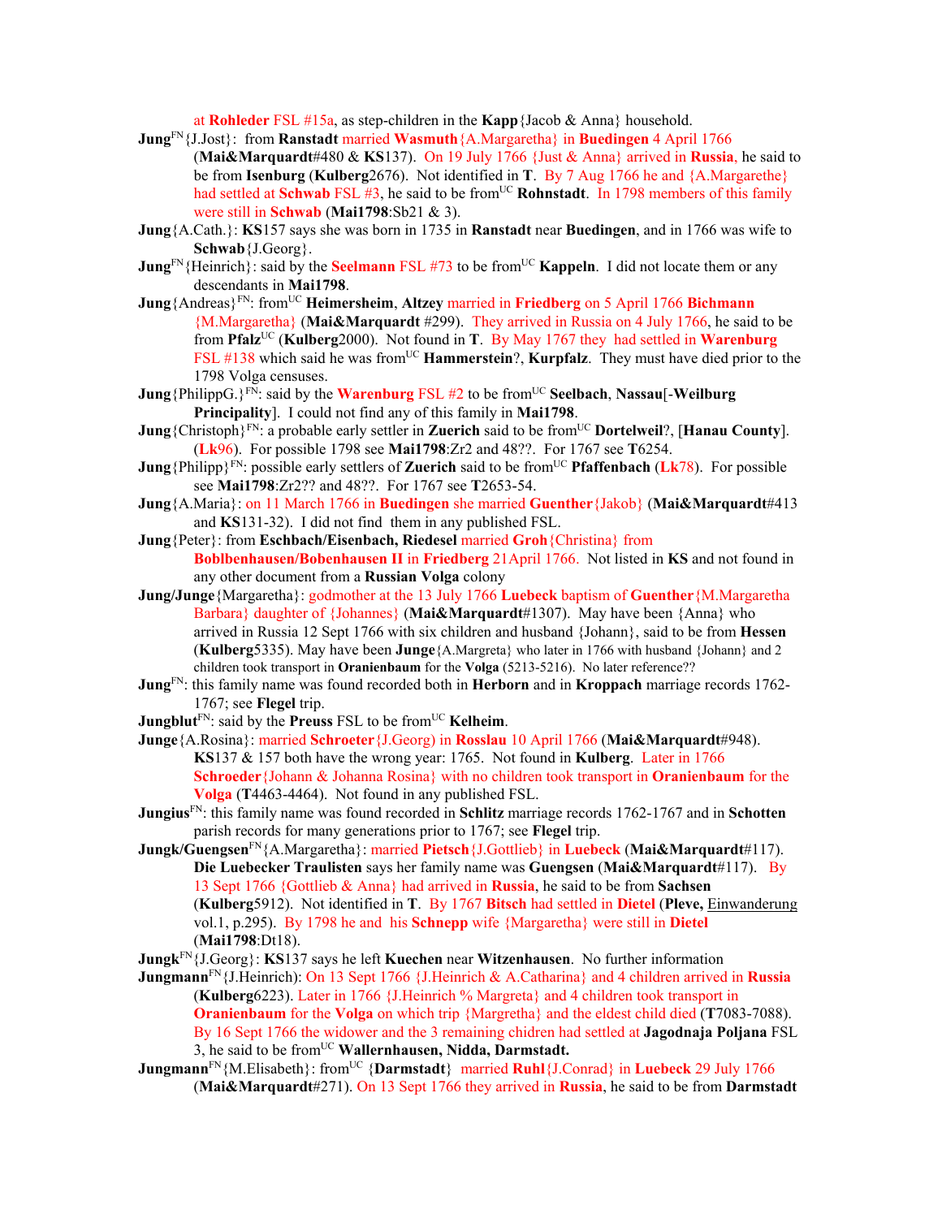at **Rohleder** FSL #15a, as step-children in the **Kapp**{Jacob & Anna} household.

**Jung**[FN]{J.Jost}: from **Ranstadt** married **Wasmuth**{A.Margaretha} in **Buedingen** 4 April 1766 (**Mai&Marquardt**#480 & **KS**137). On 19 July 1766 {Just & Anna} arrived in **Russia**, he said to be from **Isenburg** (**Kulberg**2676). Not identified in **T**. By 7 Aug 1766 he and {A.Margarethe} had settled at **Schwab** FSL #3, he said to be from[UC] **Rohnstadt**. In 1798 members of this family were still in **Schwab** (**Mai1798**:Sb21 & 3).

**Jung**{A.Cath.}: **KS**157 says she was born in 1735 in **Ranstadt** near **Buedingen**, and in 1766 was wife to **Schwab**{J.Georg}.

**Jung**[FN]{Heinrich}: said by the **Seelmann** FSL #73 to be from[UC] **Kappeln**. I did not locate them or any descendants in **Mai1798**.

**Jung**{Andreas}[FN]: from[UC] **Heimersheim**, **Altzey** married in **Friedberg** on 5 April 1766 **Bichmann** {M.Margaretha} (**Mai&Marquardt** #299). They arrived in Russia on 4 July 1766, he said to be from **Pfalz**[UC] (**Kulberg**2000). Not found in **T**. By May 1767 they had settled in **Warenburg** FSL #138 which said he was from[UC] **Hammerstein**?, **Kurpfalz**. They must have died prior to the 1798 Volga censuses.

**Jung**{PhilippG.}[FN]: said by the **Warenburg** FSL #2 to be from[UC] **Seelbach**, **Nassau**[-**Weilburg Principality**]. I could not find any of this family in **Mai1798**.

**Jung**{Christoph}[FN]: a probable early settler in **Zuerich** said to be from[UC] **Dortelweil**?, [**Hanau County**]. (**Lk**96). For possible 1798 see **Mai1798**:Zr2 and 48??. For 1767 see **T**6254.

**Jung**{Philipp}[FN]: possible early settlers of **Zuerich** said to be from[UC] **Pfaffenbach** (**Lk**78). For possible see **Mai1798**:Zr2?? and 48??. For 1767 see **T**2653-54.

**Jung**{A.Maria}: on 11 March 1766 in **Buedingen** she married **Guenther**{Jakob} (**Mai&Marquardt**#413 and **KS**131-32). I did not find them in any published FSL.

**Jung**{Peter}: from **Eschbach/Eisenbach, Riedesel** married **Groh**{Christina} from **Boblbenhausen/Bobenhausen II** in **Friedberg** 21April 1766. Not listed in **KS** and not found in any other document from a **Russian Volga** colony

**Jung/Junge**{Margaretha}: godmother at the 13 July 1766 **Luebeck** baptism of **Guenther**{M.Margaretha Barbara} daughter of {Johannes} (**Mai&Marquardt**#1307). May have been {Anna} who arrived in Russia 12 Sept 1766 with six children and husband {Johann}, said to be from **Hessen** (**Kulberg**5335). May have been **Junge**{A.Margreta} who later in 1766 with husband {Johann} and 2 children took transport in **Oranienbaum** for the **Volga** (5213-5216). No later reference??

**Jung**[FN]: this family name was found recorded both in **Herborn** and in **Kroppach** marriage records 1762-1767; see **Flegel** trip.

**Jungblut**[FN]: said by the **Preuss** FSL to be from[UC] **Kelheim**.

**Junge**{A.Rosina}: married **Schroeter**{J.Georg} in **Rosslau** 10 April 1766 (**Mai&Marquardt**#948). **KS**137 & 157 both have the wrong year: 1765. Not found in **Kulberg**. Later in 1766 **Schroeder**{Johann & Johanna Rosina} with no children took transport in **Oranienbaum** for the **Volga** (**T**4463-4464). Not found in any published FSL.

**Jungius**[FN]: this family name was found recorded in **Schlitz** marriage records 1762-1767 and in **Schotten** parish records for many generations prior to 1767; see **Flegel** trip.

**Jungk/Guengsen**[FN]{A.Margaretha}: married **Pietsch**{J.Gottlieb} in **Luebeck** (**Mai&Marquardt**#117). **Die Luebecker Traulisten** says her family name was **Guengsen** (**Mai&Marquardt**#117). By 13 Sept 1766 {Gottlieb & Anna} had arrived in **Russia**, he said to be from **Sachsen** (**Kulberg**5912). Not identified in **T**. By 1767 **Bitsch** had settled in **Dietel** (**Pleve,** Einwanderung vol.1, p.295). By 1798 he and his **Schnepp** wife {Margaretha} were still in **Dietel** (**Mai1798**:Dt18).

**Jungk**[FN]{J.Georg}: **KS**137 says he left **Kuechen** near **Witzenhausen**. No further information

**Jungmann**[FN]{J.Heinrich): On 13 Sept 1766 {J.Heinrich & A.Catharina} and 4 children arrived in **Russia** (**Kulberg**6223). Later in 1766 {J.Heinrich % Margreta} and 4 children took transport in **Oranienbaum** for the **Volga** on which trip {Margretha} and the eldest child died (**T**7083-7088). By 16 Sept 1766 the widower and the 3 remaining chidren had settled at **Jagodnaja Poljana** FSL 3, he said to be from[UC] **Wallernhausen, Nidda, Darmstadt.**

**Jungmann**[FN]{M.Elisabeth}: from[UC] {**Darmstadt**} married **Ruhl**{J.Conrad} in **Luebeck** 29 July 1766 (**Mai&Marquardt**#271). On 13 Sept 1766 they arrived in **Russia**, he said to be from **Darmstadt**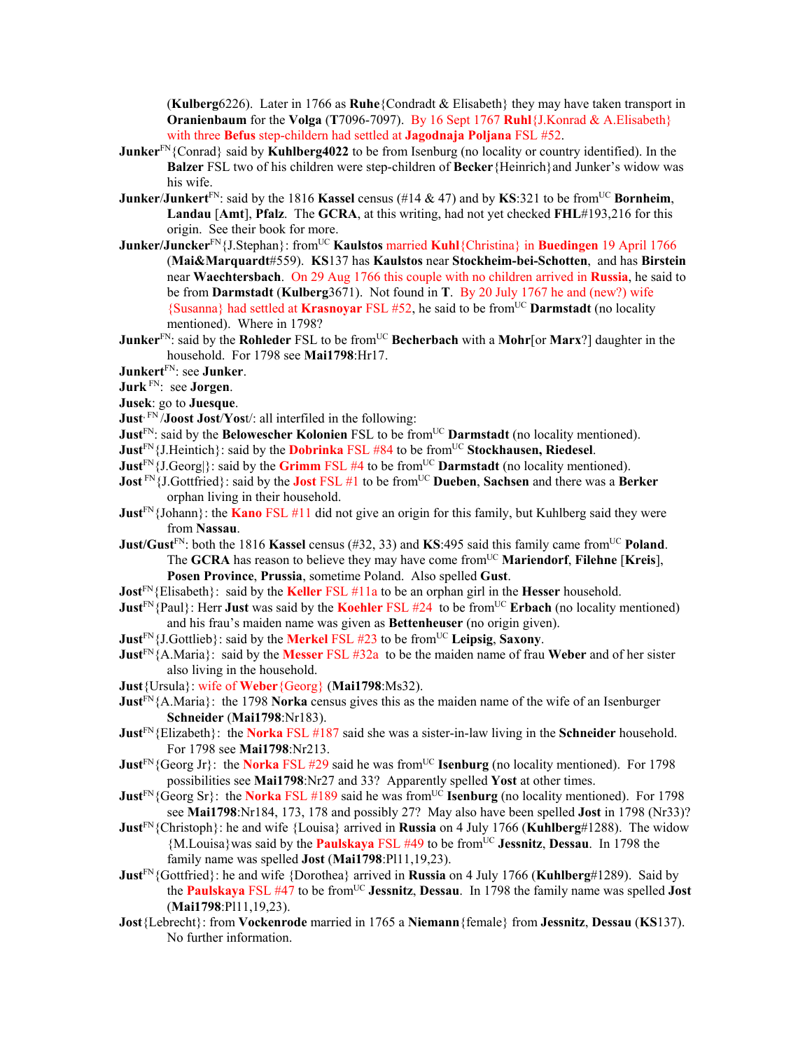(**Kulberg**6226). Later in 1766 as **Ruhe**{Condradt & Elisabeth} they may have taken transport in **Oranienbaum** for the **Volga** (**T**7096-7097). By 16 Sept 1767 **Ruhl**{J.Konrad & A.Elisabeth} with three **Befus** step-childern had settled at **Jagodnaja Poljana** FSL #52.

**Junker**[FN]{Conrad} said by **Kuhlberg4022** to be from Isenburg (no locality or country identified). In the **Balzer** FSL two of his children were step-children of **Becker**{Heinrich}and Junker's widow was his wife.

**Junker**/**Junkert**[FN]: said by the 1816 **Kassel** census (#14 & 47) and by **KS**:321 to be from[UC] **Bornheim**, **Landau** [**Amt**], **Pfalz**. The **GCRA**, at this writing, had not yet checked **FHL**#193,216 for this origin. See their book for more.

**Junker/Juncker**[FN]{J.Stephan}: from[UC] **Kaulstos** married **Kuhl**{Christina} in **Buedingen** 19 April 1766 (**Mai&Marquardt**#559). **KS**137 has **Kaulstos** near **Stockheim-bei-Schotten**, and has **Birstein** near **Waechtersbach**. On 29 Aug 1766 this couple with no children arrived in **Russia**, he said to be from **Darmstadt** (**Kulberg**3671). Not found in **T**. By 20 July 1767 he and (new?) wife {Susanna} had settled at **Krasnoyar** FSL #52, he said to be from[UC] **Darmstadt** (no locality mentioned). Where in 1798?

**Junker**[FN]: said by the **Rohleder** FSL to be from[UC] **Becherbach** with a **Mohr**[or **Marx**?] daughter in the household. For 1798 see **Mai1798**:Hr17.

**Junkert**[FN]: see **Junker**.

**Jurk** [FN]: see **Jorgen**.

**Jusek**: go to **Juesque**.

**Just**[. FN]/**Joost Jost**/**Yos**t/: all interfiled in the following:

**Just**[FN]: said by the **Belowescher Kolonien** FSL to be from[UC] **Darmstadt** (no locality mentioned).

**Just**[FN]{J.Heintich}: said by the **Dobrinka** FSL #84 to be from[UC] **Stockhausen, Riedesel**.

**Just**[FN]{J.Georg|}: said by the **Grimm** FSL #4 to be from[UC] **Darmstadt** (no locality mentioned).

**Jost** [FN]{J.Gottfried}: said by the **Jost** FSL #1 to be from[UC] **Dueben**, **Sachsen** and there was a **Berker** orphan living in their household.

**Just**[FN]{Johann}: the **Kano** FSL #11 did not give an origin for this family, but Kuhlberg said they were from **Nassau**.

**Just/Gust**[FN]: both the 1816 **Kassel** census (#32, 33) and **KS**:495 said this family came from[UC] **Poland**. The **GCRA** has reason to believe they may have come from[UC] **Mariendorf**, **Filehne** [**Kreis**], **Posen Province**, **Prussia**, sometime Poland. Also spelled **Gust**.

**Jost**[FN]{Elisabeth}: said by the **Keller** FSL #11a to be an orphan girl in the **Hesser** household.

**Just**[FN]{Paul}: Herr **Just** was said by the **Koehler** FSL #24 to be from[UC] **Erbach** (no locality mentioned) and his frau's maiden name was given as **Bettenheuser** (no origin given).

**Just**[FN]{J.Gottlieb}: said by the **Merkel** FSL #23 to be from[UC] **Leipsig**, **Saxony**.

**Just**[FN]{A.Maria}: said by the **Messer** FSL #32a to be the maiden name of frau **Weber** and of her sister also living in the household.

**Just**{Ursula}: wife of **Weber**{Georg} (**Mai1798**:Ms32).

**Just**[FN]{A.Maria}: the 1798 **Norka** census gives this as the maiden name of the wife of an Isenburger **Schneider** (**Mai1798**:Nr183).

**Just**[FN]{Elizabeth}: the **Norka** FSL #187 said she was a sister-in-law living in the **Schneider** household. For 1798 see **Mai1798**:Nr213.

**Just**[FN]{Georg Jr}: the **Norka** FSL #29 said he was from[UC] **Isenburg** (no locality mentioned). For 1798 possibilities see **Mai1798**:Nr27 and 33? Apparently spelled **Yost** at other times.

**Just**[FN]{Georg Sr}: the **Norka** FSL #189 said he was from[UC] **Isenburg** (no locality mentioned). For 1798 see **Mai1798**:Nr184, 173, 178 and possibly 27? May also have been spelled **Jost** in 1798 (Nr33)?

**Just**[FN]{Christoph}: he and wife {Louisa} arrived in **Russia** on 4 July 1766 (**Kuhlberg**#1288). The widow {M.Louisa}was said by the **Paulskaya** FSL #49 to be from[UC] **Jessnitz**, **Dessau**. In 1798 the family name was spelled **Jost** (**Mai1798**:Pl11,19,23).

**Just**[FN]{Gottfried}: he and wife {Dorothea} arrived in **Russia** on 4 July 1766 (**Kuhlberg**#1289). Said by the **Paulskaya** FSL #47 to be from[UC] **Jessnitz**, **Dessau**. In 1798 the family name was spelled **Jost** (**Mai1798**:Pl11,19,23).

**Jost**{Lebrecht}: from **Vockenrode** married in 1765 a **Niemann**{female} from **Jessnitz**, **Dessau** (**KS**137). No further information.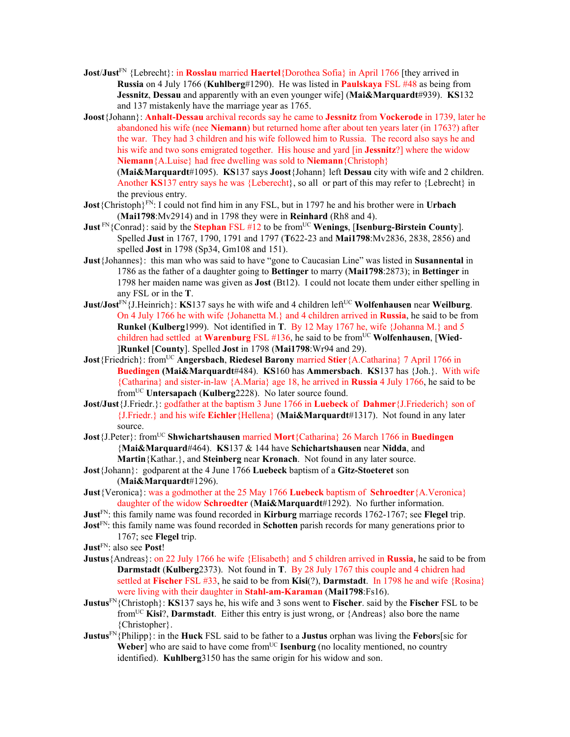**Jost**/**Just**[FN] {Lebrecht}: in **Rosslau** married **Haertel**{Dorothea Sofia} in April 1766 [they arrived in **Russia** on 4 July 1766 (**Kuhlberg**#1290). He was listed in **Paulskaya** FSL #48 as being from **Jessnitz**, **Dessau** and apparently with an even younger wife] (**Mai&Marquardt**#939). **KS**132 and 137 mistakenly have the marriage year as 1765.

**Joost**{Johann}: **Anhalt-Dessau** archival records say he came to **Jessnitz** from **Vockerode** in 1739, later he abandoned his wife (nee **Niemann**) but returned home after about ten years later (in 1763?) after the war. They had 3 children and his wife followed him to Russia. The record also says he and his wife and two sons emigrated together. His house and yard [in **Jessnitz**?] where the widow **Niemann**{A.Luise} had free dwelling was sold to **Niemann**{Christoph} (**Mai&Marquardt**#1095). **KS**137 says **Joost**{Johann} left **Dessau** city with wife and 2 children. Another **KS**137 entry says he was {Leberecht}, so all or part of this may refer to {Lebrecht} in the previous entry.

**Jost**{Christoph}[FN]: I could not find him in any FSL, but in 1797 he and his brother were in **Urbach** (**Mai1798**:Mv2914) and in 1798 they were in **Reinhard** (Rh8 and 4).

**Just** [FN]{Conrad}: said by the **Stephan** FSL #12 to be from[UC] **Wenings**, [**Isenburg-Birstein County**]. Spelled **Just** in 1767, 1790, 1791 and 1797 (**T**622-23 and **Mai1798**:Mv2836, 2838, 2856) and spelled **Jost** in 1798 (Sp34, Gm108 and 151).

**Just**{Johannes}: this man who was said to have "gone to Caucasian Line" was listed in **Susannental** in 1786 as the father of a daughter going to **Bettinger** to marry (**Mai1798**:2873); in **Bettinger** in 1798 her maiden name was given as **Jost** (Bt12). I could not locate them under either spelling in any FSL or in the **T**.

**Just/Jost**[FN]{J.Heinrich}: **KS**137 says he with wife and 4 children left[UC] **Wolfenhausen** near **Weilburg**. On 4 July 1766 he with wife {Johanetta M.} and 4 children arrived in **Russia**, he said to be from **Runkel** (**Kulberg**1999). Not identified in **T**. By 12 May 1767 he, wife {Johanna M.} and 5 children had settled at **Warenburg** FSL #136, he said to be from[UC] **Wolfenhausen**, [**Wied-**]**Runkel** [**County**]. Spelled **Jost** in 1798 (**Mai1798**:Wr94 and 29).

**Jost**{Friedrich}: from[UC] **Angersbach**, **Riedesel Barony** married **Stier**{A.Catharina} 7 April 1766 in **Buedingen** (**Mai&Marquardt**#484). **KS**160 has **Ammersbach**. **KS**137 has {Joh.}. With wife {Catharina} and sister-in-law {A.Maria} age 18, he arrived in **Russia** 4 July 1766, he said to be from[UC] **Untersapach** (**Kulberg**2228). No later source found.

**Jost/Just**{J.Friedr.}: godfather at the baptism 3 June 1766 in **Luebeck** of **Dahmer**{J.Friederich} son of {J.Friedr.} and his wife **Eichler**{Hellena} (**Mai&Marquardt**#1317). Not found in any later source.

**Jost**{J.Peter}: from[UC] **Shwichartshausen** married **Mort**{Catharina} 26 March 1766 in **Buedingen** {**Mai&Marquard**#464). **KS**137 & 144 have **Schichartshausen** near **Nidda**, and **Martin**{Kathar.}, and **Steinberg** near **Kronach**. Not found in any later source.

**Jost**{Johann}: godparent at the 4 June 1766 **Luebeck** baptism of a **Gitz-Stoeteret** son (**Mai&Marquardt**#1296).

**Just**{Veronica}: was a godmother at the 25 May 1766 **Luebeck** baptism of **Schroedter**{A.Veronica} daughter of the widow **Schroedter** (**Mai&Marquardt**#1292). No further information.

**Just**[FN]: this family name was found recorded in **Kirburg** marriage records 1762-1767; see **Flegel** trip.

**Jost**[FN]: this family name was found recorded in **Schotten** parish records for many generations prior to 1767; see **Flegel** trip.

**Just**[FN]: also see **Post**!

**Justus**{Andreas}: on 22 July 1766 he wife {Elisabeth} and 5 children arrived in **Russia**, he said to be from **Darmstadt** (**Kulberg**2373). Not found in **T**. By 28 July 1767 this couple and 4 chidren had settled at **Fischer** FSL #33, he said to be from **Kisi**(?), **Darmstadt**. In 1798 he and wife {Rosina} were living with their daughter in **Stahl-am-Karaman** (**Mai1798**:Fs16).

**Justus**[FN]{Christoph}: **KS**137 says he, his wife and 3 sons went to **Fischer**. said by the **Fischer** FSL to be from[UC] **Kisi**?, **Darmstadt**. Either this entry is just wrong, or {Andreas} also bore the name {Christopher}.

**Justus**[FN]{Philipp}: in the **Huck** FSL said to be father to a **Justus** orphan was living the **Febor**s[sic for **Weber**] who are said to have come from[UC] **Isenburg** (no locality mentioned, no country identified). **Kuhlberg**3150 has the same origin for his widow and son.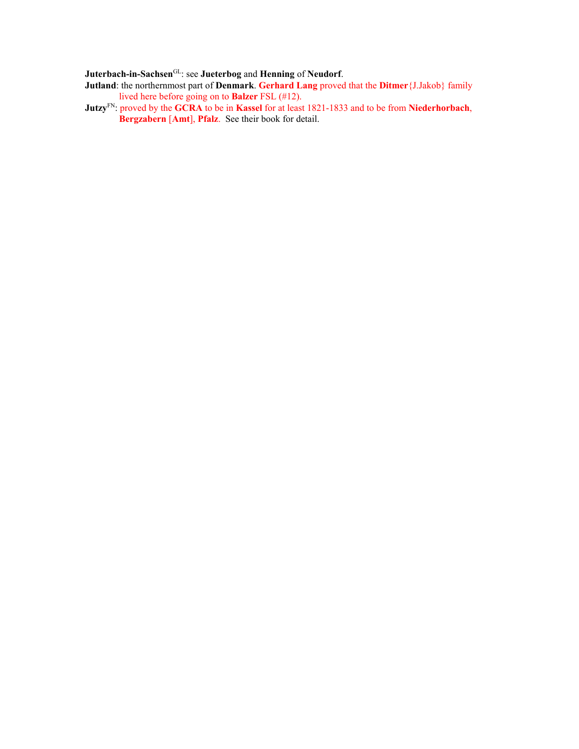**Juterbach-in-Sachsen**[GL]: see **Jueterbog** and **Henning** of **Neudorf**.

**Jutland**: the northernmost part of **Denmark**. **Gerhard Lang** proved that the **Ditmer**{J.Jakob} family lived here before going on to **Balzer** FSL (#12).

**Jutzy**[FN]: proved by the **GCRA** to be in **Kassel** for at least 1821-1833 and to be from **Niederhorbach**, **Bergzabern** [**Amt**], **Pfalz**. See their book for detail.